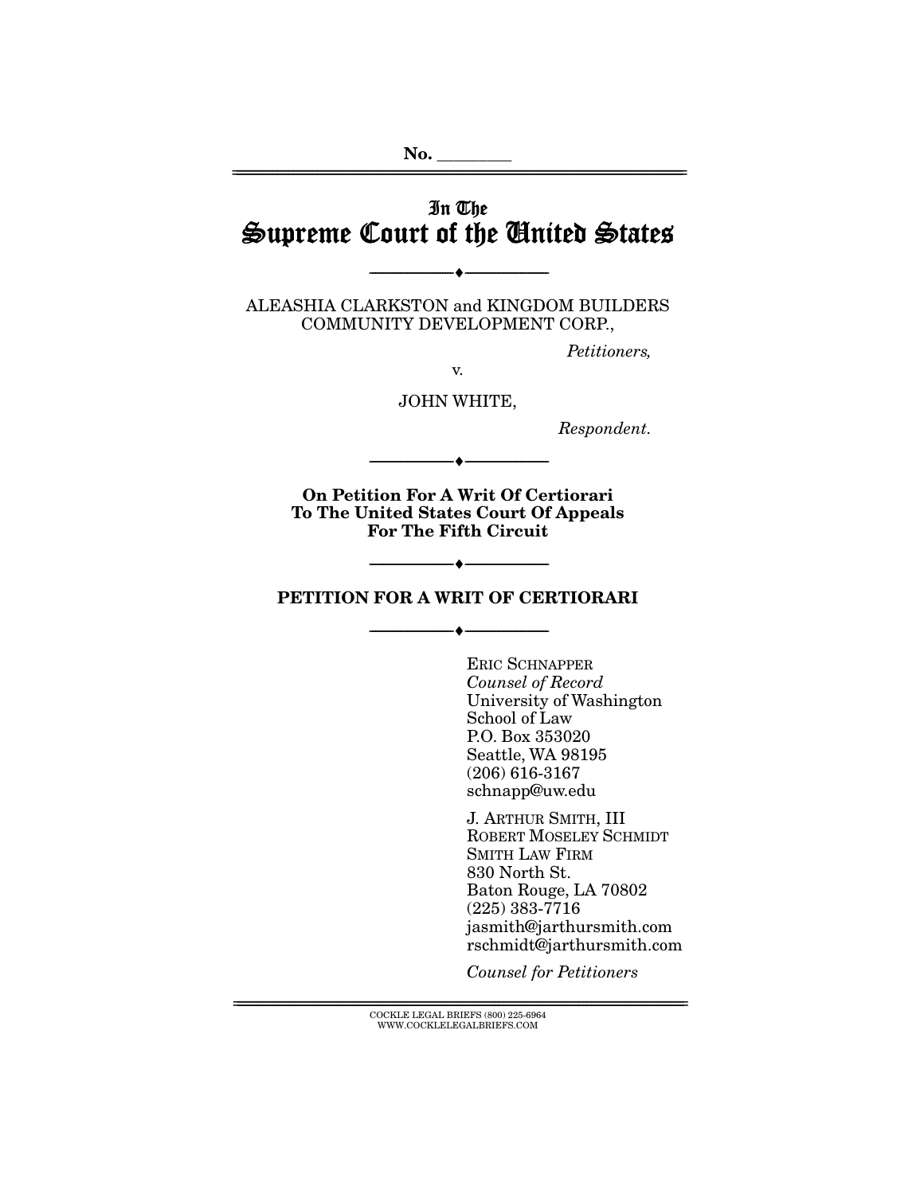No. ________

# In The
# Supreme Court of the United States

---

ALEASHIA CLARKSTON and KINGDOM BUILDERS COMMUNITY DEVELOPMENT CORP.,

*Petitioners,*

v.

JOHN WHITE,

*Respondent.*

---

**On Petition For A Writ Of Certiorari To The United States Court Of Appeals For The Fifth Circuit**

---

**PETITION FOR A WRIT OF CERTIORARI**

---

ERIC SCHNAPPER
*Counsel of Record*
University of Washington
School of Law
P.O. Box 353020
Seattle, WA 98195
(206) 616-3167
schnapp@uw.edu

J. ARTHUR SMITH, III
ROBERT MOSELEY SCHMIDT
SMITH LAW FIRM
830 North St.
Baton Rouge, LA 70802
(225) 383-7716
jasmith@jarthursmith.com
rschmidt@jarthursmith.com

*Counsel for Petitioners*

COCKLE LEGAL BRIEFS (800) 225-6964
WWW.COCKLELEGALBRIEFS.COM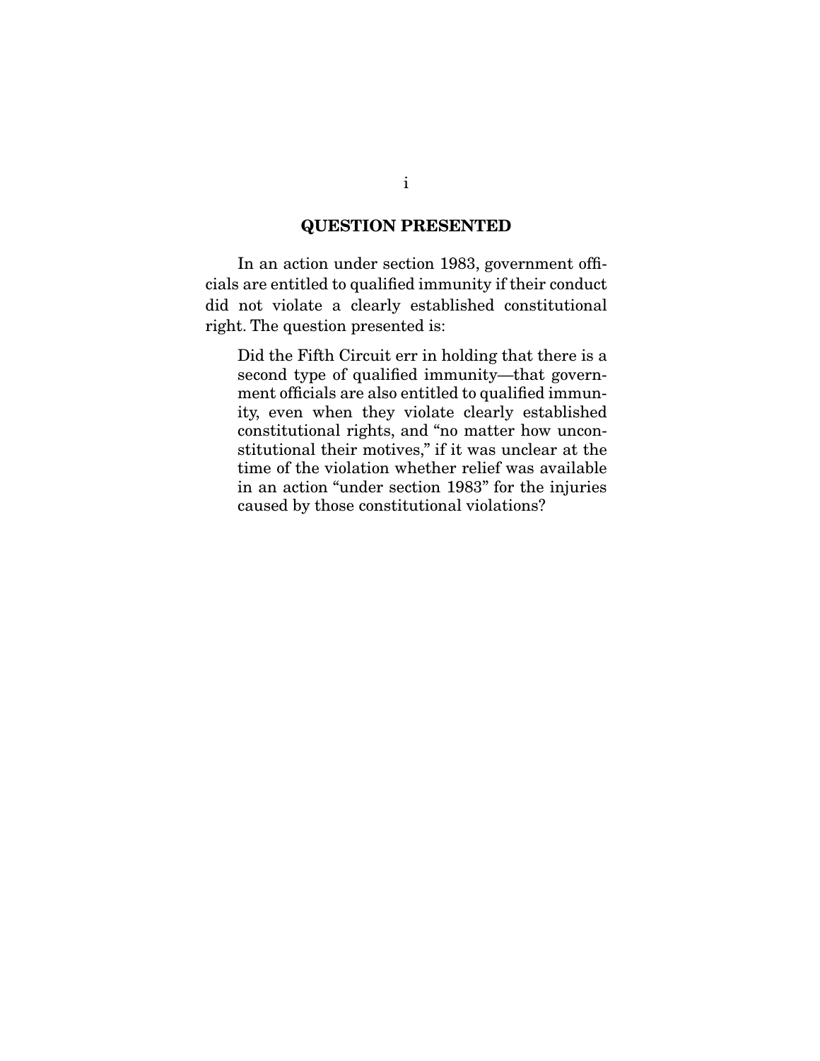## QUESTION PRESENTED

In an action under section 1983, government officials are entitled to qualified immunity if their conduct did not violate a clearly established constitutional right. The question presented is:

> Did the Fifth Circuit err in holding that there is a second type of qualified immunity—that government officials are also entitled to qualified immunity, even when they violate clearly established constitutional rights, and "no matter how unconstitutional their motives," if it was unclear at the time of the violation whether relief was available in an action "under section 1983" for the injuries caused by those constitutional violations?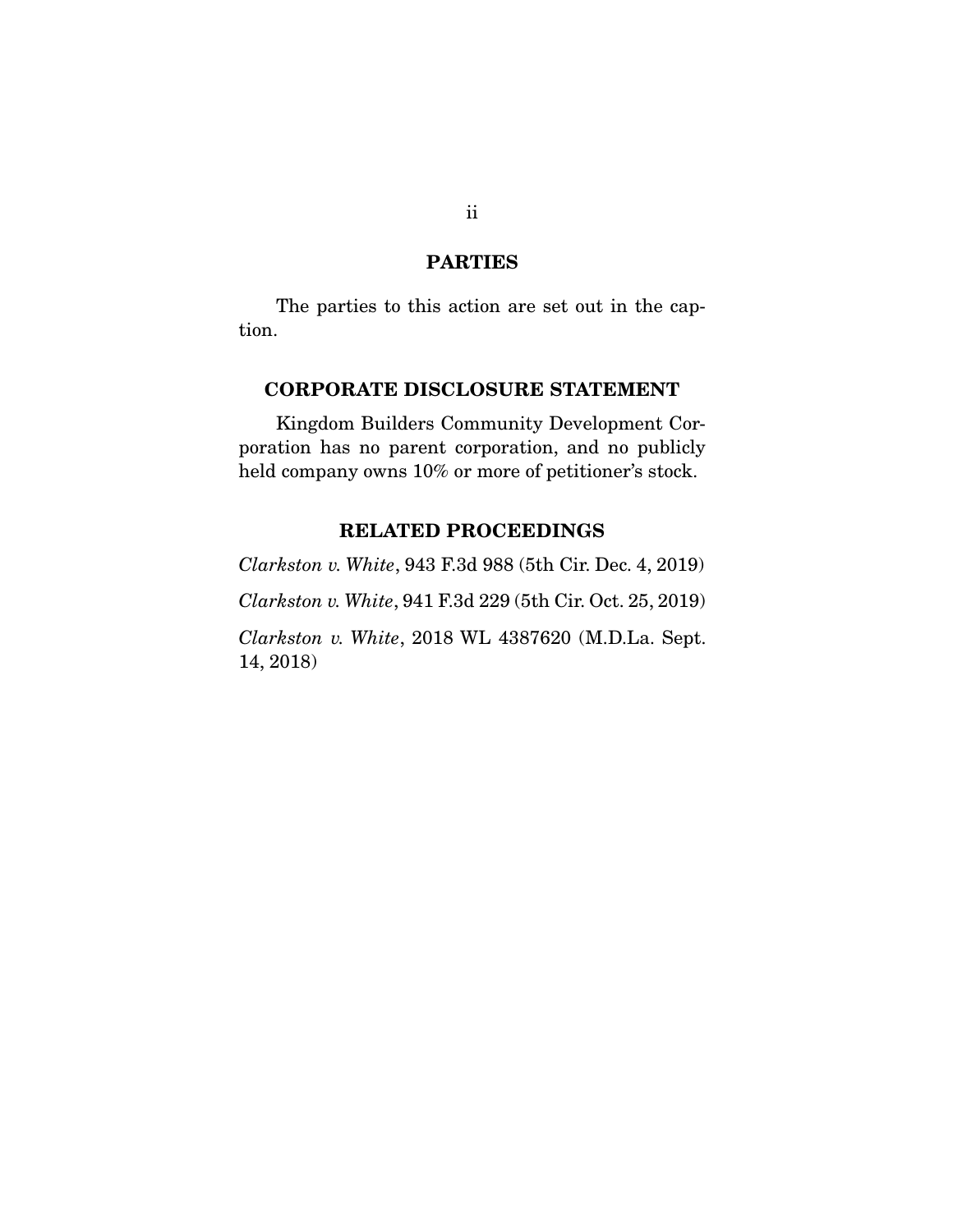## PARTIES

The parties to this action are set out in the caption.

## CORPORATE DISCLOSURE STATEMENT

Kingdom Builders Community Development Corporation has no parent corporation, and no publicly held company owns 10% or more of petitioner's stock.

## RELATED PROCEEDINGS

*Clarkston v. White*, 943 F.3d 988 (5th Cir. Dec. 4, 2019)

*Clarkston v. White*, 941 F.3d 229 (5th Cir. Oct. 25, 2019)

*Clarkston v. White*, 2018 WL 4387620 (M.D.La. Sept. 14, 2018)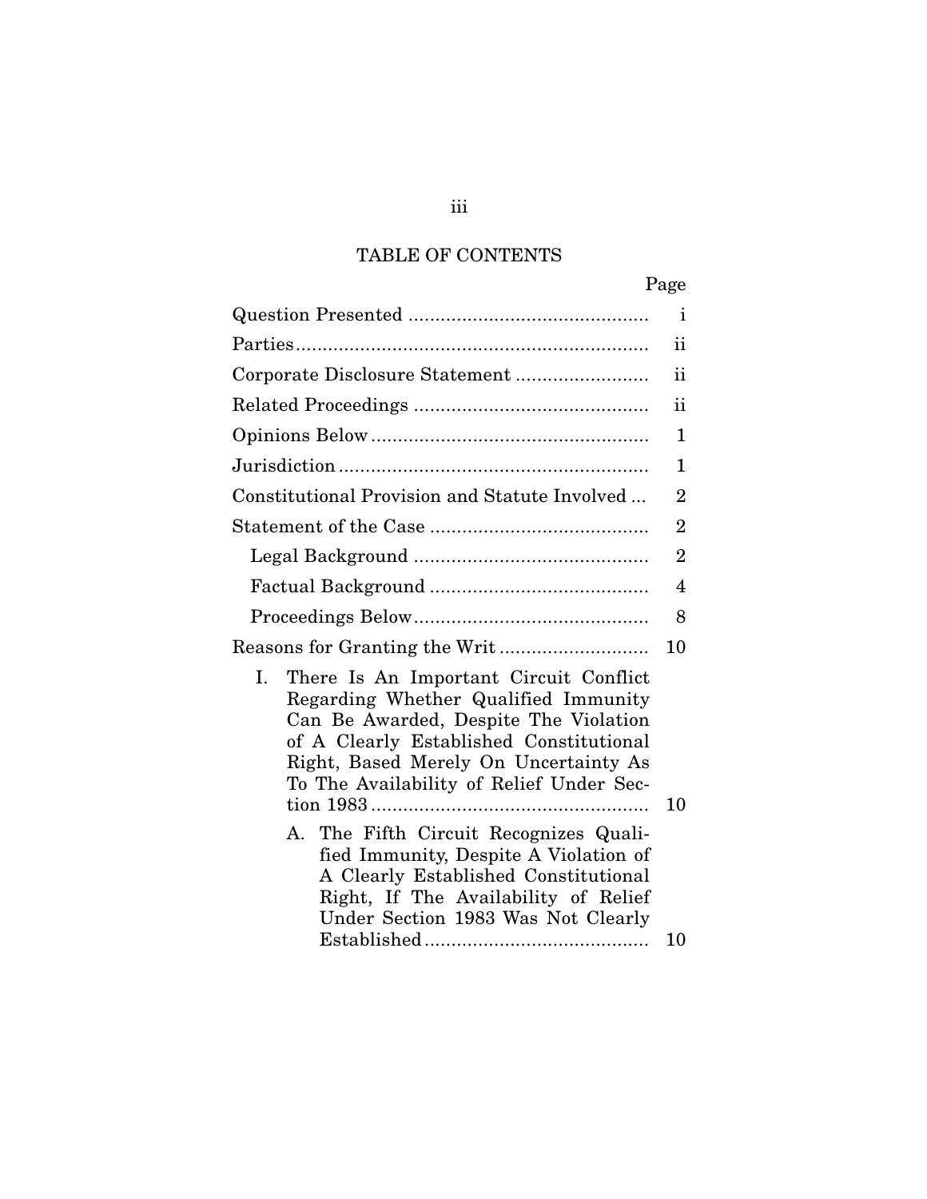# TABLE OF CONTENTS

| | Page |
|---|---|
| Question Presented | i |
| Parties | ii |
| Corporate Disclosure Statement | ii |
| Related Proceedings | ii |
| Opinions Below | 1 |
| Jurisdiction | 1 |
| Constitutional Provision and Statute Involved | 2 |
| Statement of the Case | 2 |
| Legal Background | 2 |
| Factual Background | 4 |
| Proceedings Below | 8 |
| Reasons for Granting the Writ | 10 |
| I. There Is An Important Circuit Conflict Regarding Whether Qualified Immunity Can Be Awarded, Despite The Violation of A Clearly Established Constitutional Right, Based Merely On Uncertainty As To The Availability of Relief Under Section 1983 | 10 |
| A. The Fifth Circuit Recognizes Qualified Immunity, Despite A Violation of A Clearly Established Constitutional Right, If The Availability of Relief Under Section 1983 Was Not Clearly Established | 10 |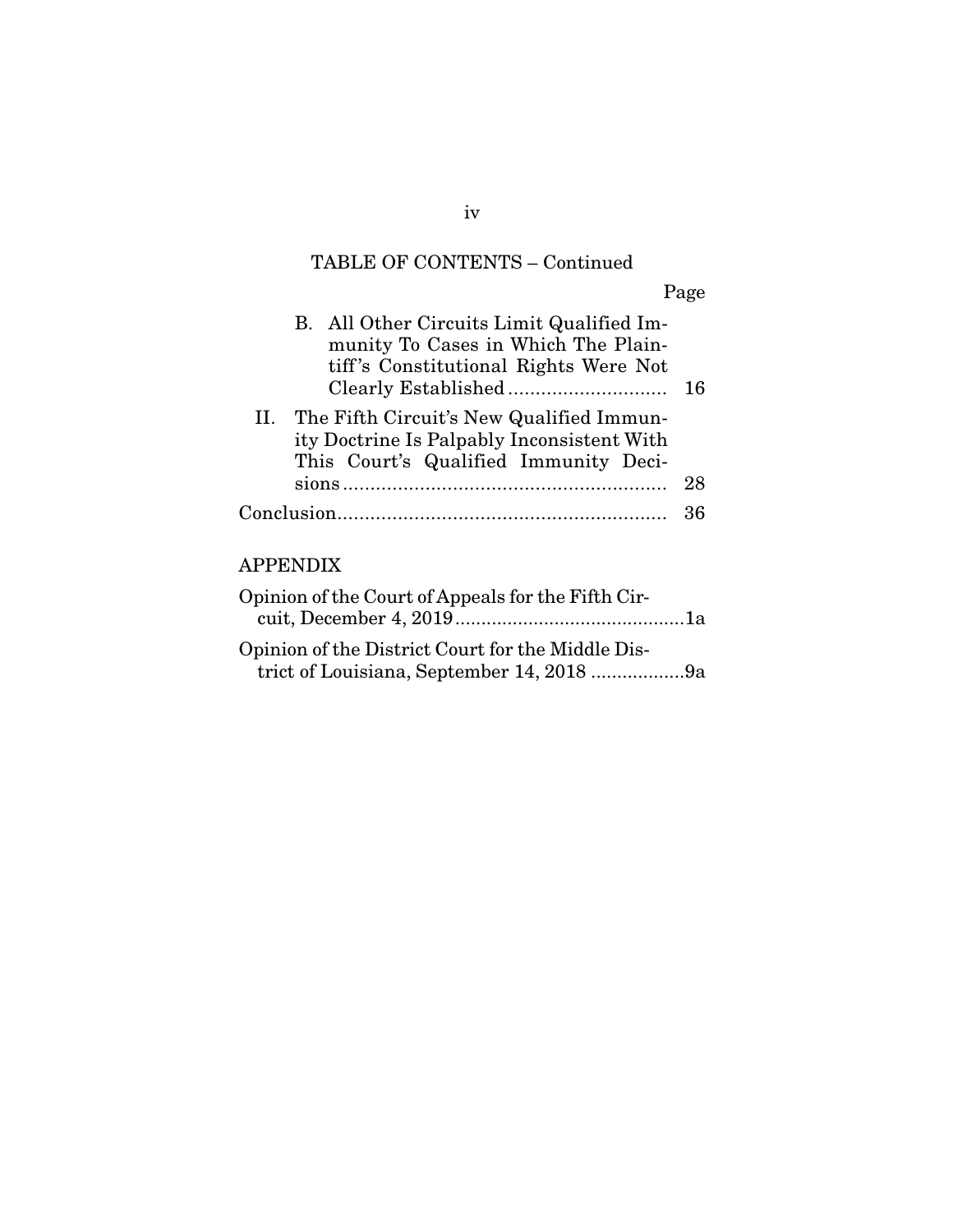TABLE OF CONTENTS – Continued

| | Page |
|---|---|
| B. All Other Circuits Limit Qualified Immunity To Cases in Which The Plaintiff's Constitutional Rights Were Not Clearly Established | 16 |
| II. The Fifth Circuit's New Qualified Immunity Doctrine Is Palpably Inconsistent With This Court's Qualified Immunity Decisions | 28 |
| Conclusion | 36 |

## APPENDIX

| | |
|---|---|
| Opinion of the Court of Appeals for the Fifth Circuit, December 4, 2019 | 1a |
| Opinion of the District Court for the Middle District of Louisiana, September 14, 2018 | 9a |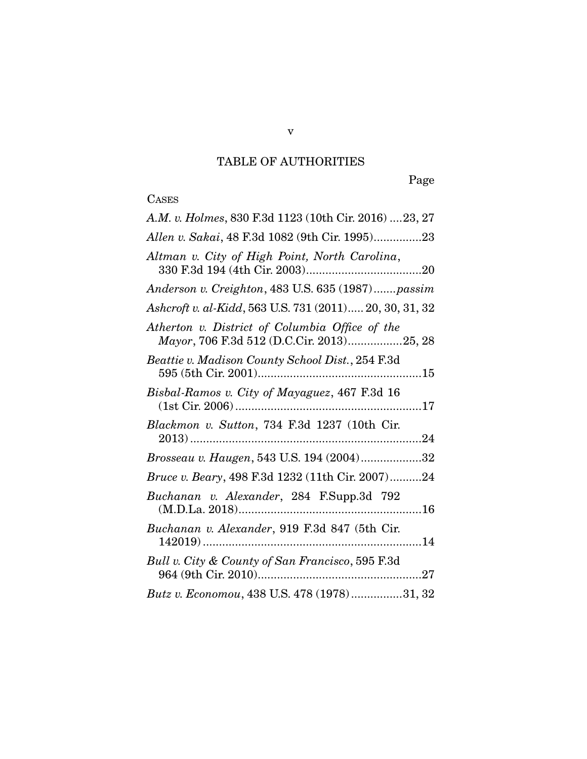# TABLE OF AUTHORITIES

Page

CASES

*A.M. v. Holmes*, 830 F.3d 1123 (10th Cir. 2016) ....23, 27

*Allen v. Sakai*, 48 F.3d 1082 (9th Cir. 1995)...............23

*Altman v. City of High Point, North Carolina*, 330 F.3d 194 (4th Cir. 2003)....................................20

*Anderson v. Creighton*, 483 U.S. 635 (1987).......*passim*

*Ashcroft v. al-Kidd*, 563 U.S. 731 (2011)..... 20, 30, 31, 32

*Atherton v. District of Columbia Office of the Mayor*, 706 F.3d 512 (D.C.Cir. 2013).................25, 28

*Beattie v. Madison County School Dist.*, 254 F.3d 595 (5th Cir. 2001)...................................................15

*Bisbal-Ramos v. City of Mayaguez*, 467 F.3d 16 (1st Cir. 2006)..........................................................17

*Blackmon v. Sutton*, 734 F.3d 1237 (10th Cir. 2013)........................................................................24

*Brosseau v. Haugen*, 543 U.S. 194 (2004)...................32

*Bruce v. Beary*, 498 F.3d 1232 (11th Cir. 2007)..........24

*Buchanan v. Alexander*, 284 F.Supp.3d 792 (M.D.La. 2018).........................................................16

*Buchanan v. Alexander*, 919 F.3d 847 (5th Cir. 142019).....................................................................14

*Bull v. City & County of San Francisco*, 595 F.3d 964 (9th Cir. 2010)...................................................27

*Butz v. Economou*, 438 U.S. 478 (1978)................31, 32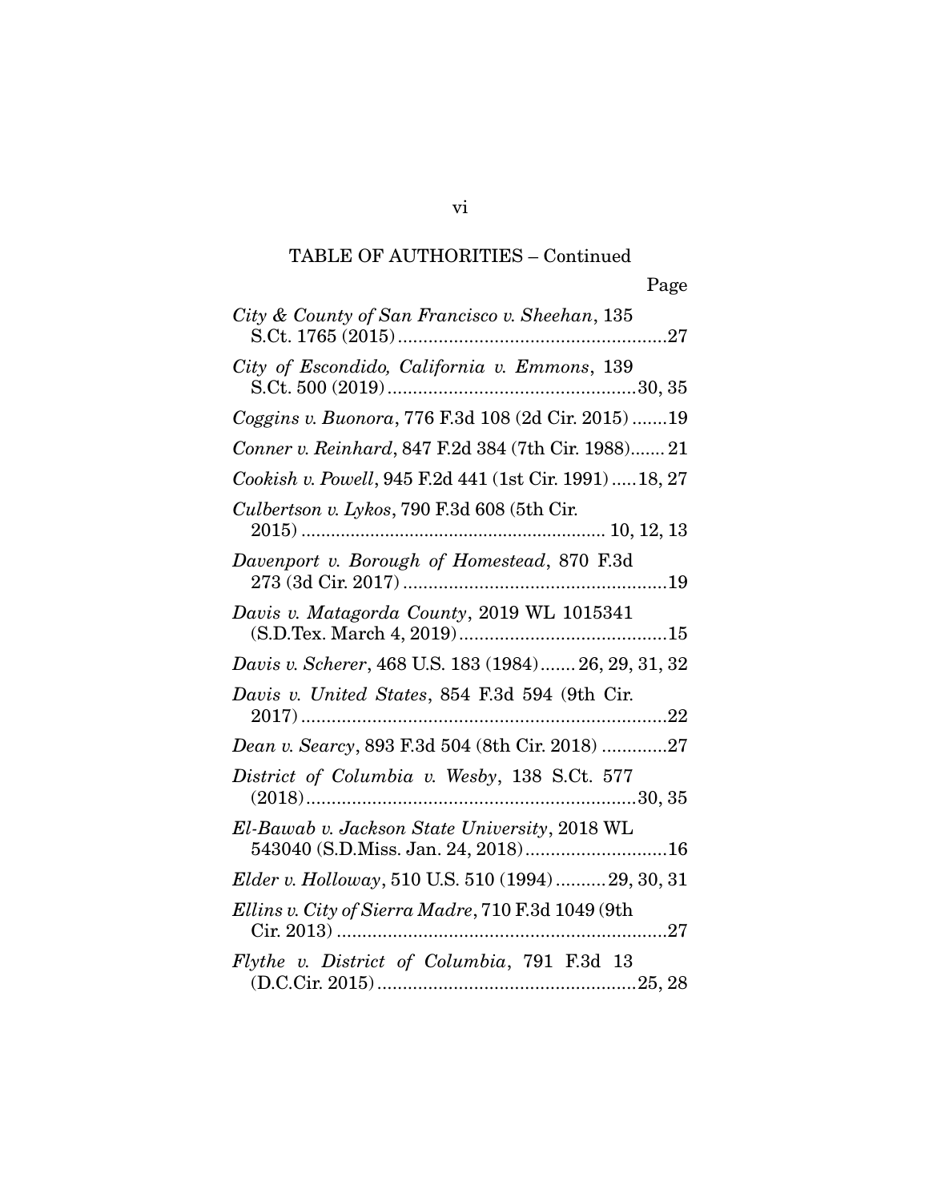## TABLE OF AUTHORITIES – Continued

Page

*City & County of San Francisco v. Sheehan*, 135 S.Ct. 1765 (2015) ..... 27

*City of Escondido, California v. Emmons*, 139 S.Ct. 500 (2019) ..... 30, 35

*Coggins v. Buonora*, 776 F.3d 108 (2d Cir. 2015) ..... 19

*Conner v. Reinhard*, 847 F.2d 384 (7th Cir. 1988) ..... 21

*Cookish v. Powell*, 945 F.2d 441 (1st Cir. 1991) ..... 18, 27

*Culbertson v. Lykos*, 790 F.3d 608 (5th Cir. 2015) ..... 10, 12, 13

*Davenport v. Borough of Homestead*, 870 F.3d 273 (3d Cir. 2017) ..... 19

*Davis v. Matagorda County*, 2019 WL 1015341 (S.D.Tex. March 4, 2019) ..... 15

*Davis v. Scherer*, 468 U.S. 183 (1984) ..... 26, 29, 31, 32

*Davis v. United States*, 854 F.3d 594 (9th Cir. 2017) ..... 22

*Dean v. Searcy*, 893 F.3d 504 (8th Cir. 2018) ..... 27

*District of Columbia v. Wesby*, 138 S.Ct. 577 (2018) ..... 30, 35

*El-Bawab v. Jackson State University*, 2018 WL 543040 (S.D.Miss. Jan. 24, 2018) ..... 16

*Elder v. Holloway*, 510 U.S. 510 (1994) ..... 29, 30, 31

*Ellins v. City of Sierra Madre*, 710 F.3d 1049 (9th Cir. 2013) ..... 27

*Flythe v. District of Columbia*, 791 F.3d 13 (D.C.Cir. 2015) ..... 25, 28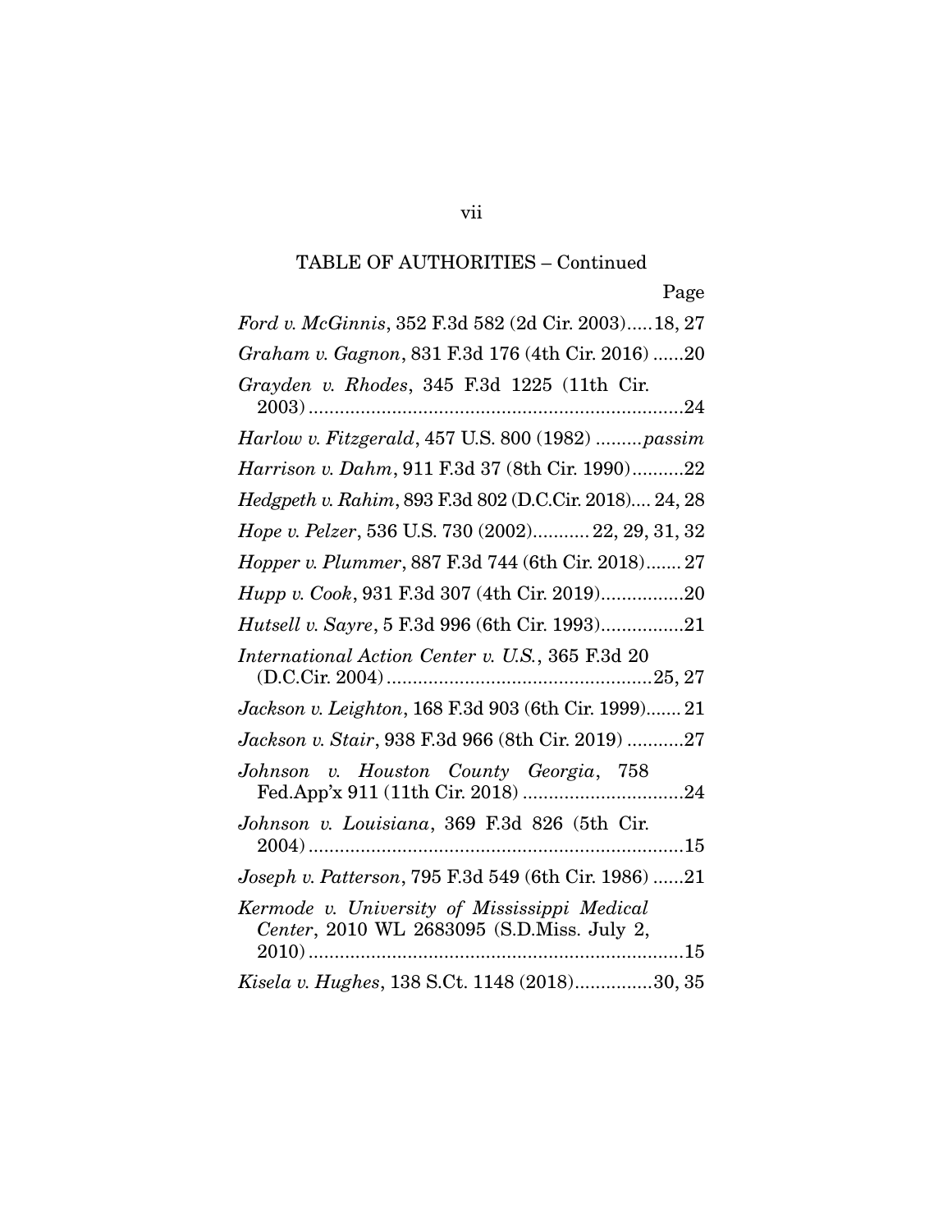TABLE OF AUTHORITIES – Continued

Page

*Ford v. McGinnis*, 352 F.3d 582 (2d Cir. 2003).....18, 27

*Graham v. Gagnon*, 831 F.3d 176 (4th Cir. 2016) ......20

*Grayden v. Rhodes*, 345 F.3d 1225 (11th Cir. 2003).........................................................................24

*Harlow v. Fitzgerald*, 457 U.S. 800 (1982) .........*passim*

*Harrison v. Dahm*, 911 F.3d 37 (8th Cir. 1990)..........22

*Hedgpeth v. Rahim*, 893 F.3d 802 (D.C.Cir. 2018).... 24, 28

*Hope v. Pelzer*, 536 U.S. 730 (2002)........... 22, 29, 31, 32

*Hopper v. Plummer*, 887 F.3d 744 (6th Cir. 2018)....... 27

*Hupp v. Cook*, 931 F.3d 307 (4th Cir. 2019)................20

*Hutsell v. Sayre*, 5 F.3d 996 (6th Cir. 1993)................21

*International Action Center v. U.S.*, 365 F.3d 20 (D.C.Cir. 2004)...................................................25, 27

*Jackson v. Leighton*, 168 F.3d 903 (6th Cir. 1999)....... 21

*Jackson v. Stair*, 938 F.3d 966 (8th Cir. 2019) ...........27

*Johnson v. Houston County Georgia*, 758 Fed.App'x 911 (11th Cir. 2018) ...............................24

*Johnson v. Louisiana*, 369 F.3d 826 (5th Cir. 2004).........................................................................15

*Joseph v. Patterson*, 795 F.3d 549 (6th Cir. 1986) ......21

*Kermode v. University of Mississippi Medical Center*, 2010 WL 2683095 (S.D.Miss. July 2, 2010).........................................................................15

*Kisela v. Hughes*, 138 S.Ct. 1148 (2018)...............30, 35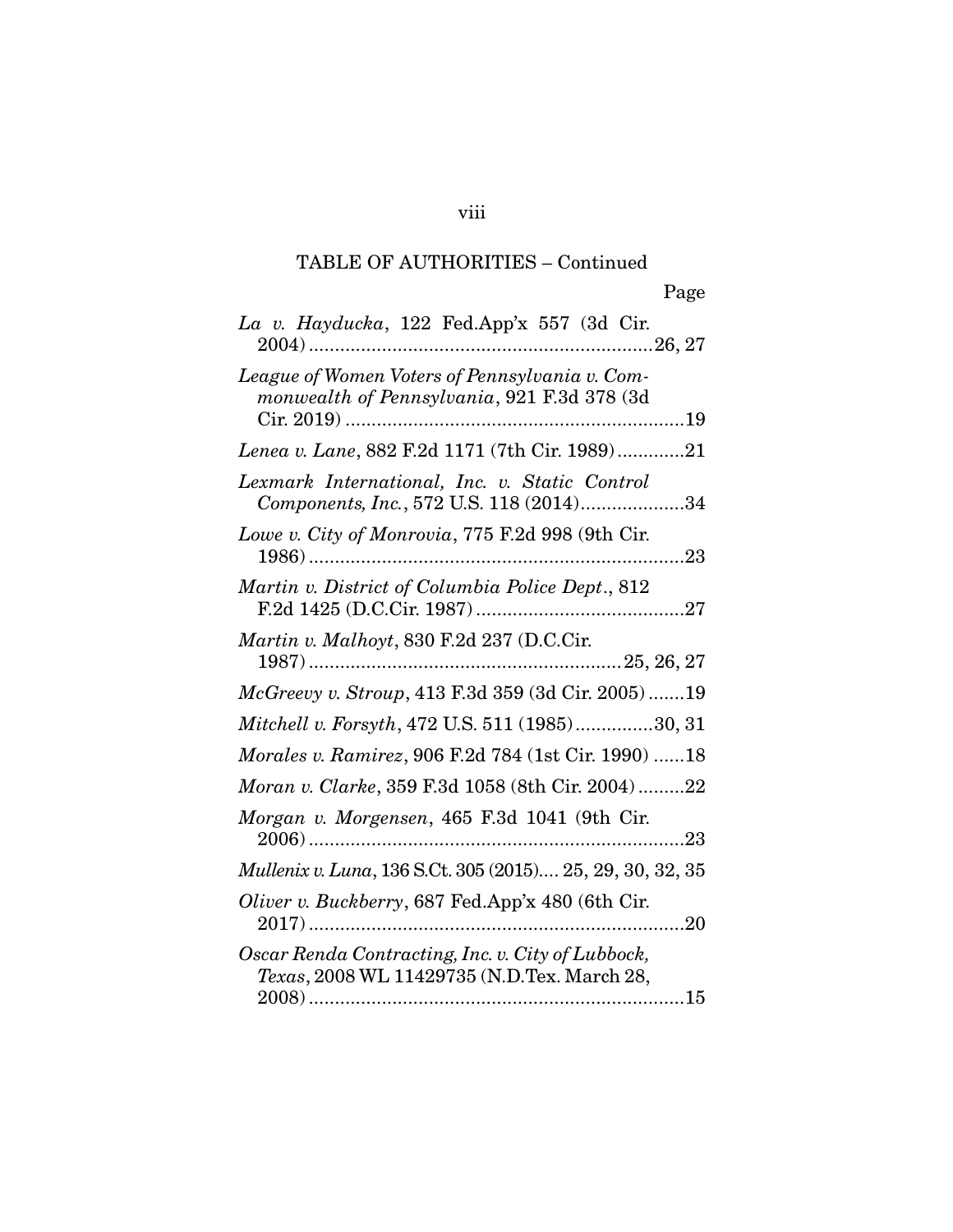TABLE OF AUTHORITIES – Continued

Page

*La v. Hayducka*, 122 Fed.App'x 557 (3d Cir. 2004) ....................................................................26, 27

*League of Women Voters of Pennsylvania v. Commonwealth of Pennsylvania*, 921 F.3d 378 (3d Cir. 2019) ....................................................................19

*Lenea v. Lane*, 882 F.2d 1171 (7th Cir. 1989) .............21

*Lexmark International, Inc. v. Static Control Components, Inc.*, 572 U.S. 118 (2014) ....................34

*Lowe v. City of Monrovia*, 775 F.2d 998 (9th Cir. 1986) ....................................................................23

*Martin v. District of Columbia Police Dept.*, 812 F.2d 1425 (D.C.Cir. 1987) ........................................27

*Martin v. Malhoyt*, 830 F.2d 237 (D.C.Cir. 1987) ............................................................25, 26, 27

*McGreevy v. Stroup*, 413 F.3d 359 (3d Cir. 2005) .......19

*Mitchell v. Forsyth*, 472 U.S. 511 (1985) ...............30, 31

*Morales v. Ramirez*, 906 F.2d 784 (1st Cir. 1990) ......18

*Moran v. Clarke*, 359 F.3d 1058 (8th Cir. 2004) .........22

*Morgan v. Morgensen*, 465 F.3d 1041 (9th Cir. 2006) ....................................................................23

*Mullenix v. Luna*, 136 S.Ct. 305 (2015).... 25, 29, 30, 32, 35

*Oliver v. Buckberry*, 687 Fed.App'x 480 (6th Cir. 2017) ....................................................................20

*Oscar Renda Contracting, Inc. v. City of Lubbock, Texas*, 2008 WL 11429735 (N.D.Tex. March 28, 2008) ....................................................................15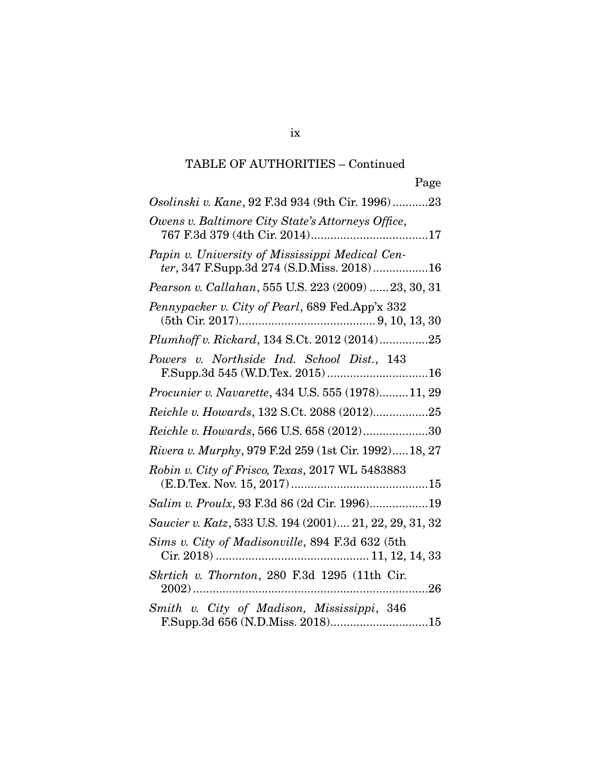TABLE OF AUTHORITIES – Continued

Page

*Osolinski v. Kane*, 92 F.3d 934 (9th Cir. 1996)...........23

*Owens v. Baltimore City State's Attorneys Office*, 767 F.3d 379 (4th Cir. 2014)....................................17

*Papin v. University of Mississippi Medical Center*, 347 F.Supp.3d 274 (S.D.Miss. 2018).................16

*Pearson v. Callahan*, 555 U.S. 223 (2009) ......23, 30, 31

*Pennypacker v. City of Pearl*, 689 Fed.App'x 332 (5th Cir. 2017).......................................... 9, 10, 13, 30

*Plumhoff v. Rickard*, 134 S.Ct. 2012 (2014)...............25

*Powers v. Northside Ind. School Dist.*, 143 F.Supp.3d 545 (W.D.Tex. 2015) ...............................16

*Procunier v. Navarette*, 434 U.S. 555 (1978).........11, 29

*Reichle v. Howards*, 132 S.Ct. 2088 (2012).................25

*Reichle v. Howards*, 566 U.S. 658 (2012)....................30

*Rivera v. Murphy*, 979 F.2d 259 (1st Cir. 1992).....18, 27

*Robin v. City of Frisco, Texas*, 2017 WL 5483883 (E.D.Tex. Nov. 15, 2017) ..........................................15

*Salim v. Proulx*, 93 F.3d 86 (2d Cir. 1996)..................19

*Saucier v. Katz*, 533 U.S. 194 (2001).... 21, 22, 29, 31, 32

*Sims v. City of Madisonville*, 894 F.3d 632 (5th Cir. 2018) .............................................. 11, 12, 14, 33

*Skrtich v. Thornton*, 280 F.3d 1295 (11th Cir. 2002).......................................................................26

*Smith v. City of Madison, Mississippi*, 346 F.Supp.3d 656 (N.D.Miss. 2018)..............................15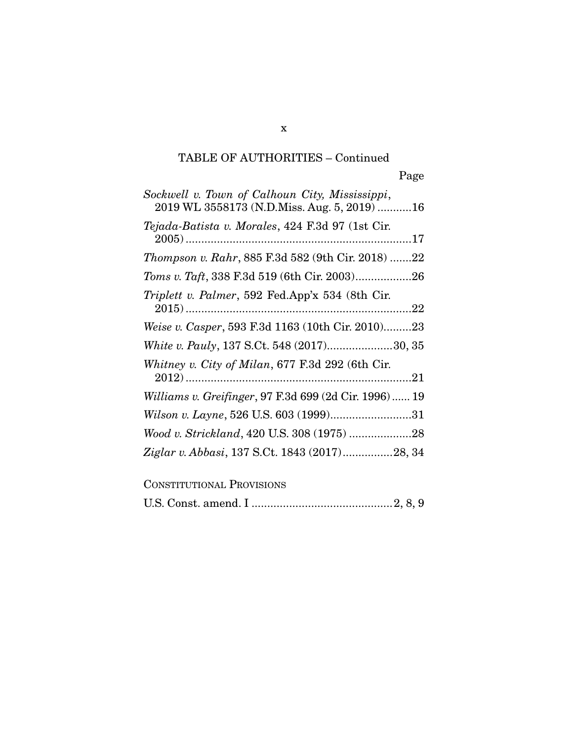## TABLE OF AUTHORITIES – Continued

Page

*Sockwell v. Town of Calhoun City, Mississippi*, 2019 WL 3558173 (N.D.Miss. Aug. 5, 2019) ...........16

*Tejada-Batista v. Morales*, 424 F.3d 97 (1st Cir. 2005) ........................................................................17

*Thompson v. Rahr*, 885 F.3d 582 (9th Cir. 2018) .......22

*Toms v. Taft*, 338 F.3d 519 (6th Cir. 2003)..................26

*Triplett v. Palmer*, 592 Fed.App'x 534 (8th Cir. 2015) ........................................................................22

*Weise v. Casper*, 593 F.3d 1163 (10th Cir. 2010).........23

*White v. Pauly*, 137 S.Ct. 548 (2017).....................30, 35

*Whitney v. City of Milan*, 677 F.3d 292 (6th Cir. 2012) ........................................................................21

*Williams v. Greifinger*, 97 F.3d 699 (2d Cir. 1996)...... 19

*Wilson v. Layne*, 526 U.S. 603 (1999)..........................31

*Wood v. Strickland*, 420 U.S. 308 (1975) ....................28

*Ziglar v. Abbasi*, 137 S.Ct. 1843 (2017)................28, 34

CONSTITUTIONAL PROVISIONS

U.S. Const. amend. I .............................................2, 8, 9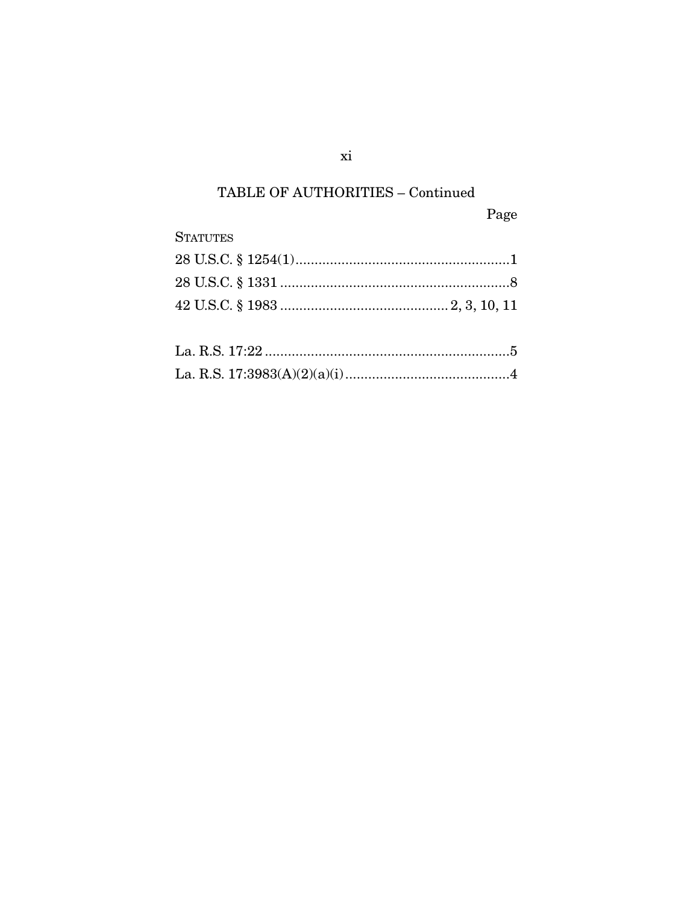## TABLE OF AUTHORITIES – Continued

Page

STATUTES

28 U.S.C. § 1254(1)........................................................1

28 U.S.C. § 1331............................................................8

42 U.S.C. § 1983............................................2, 3, 10, 11

La. R.S. 17:22.................................................................5

La. R.S. 17:3983(A)(2)(a)(i)...........................................4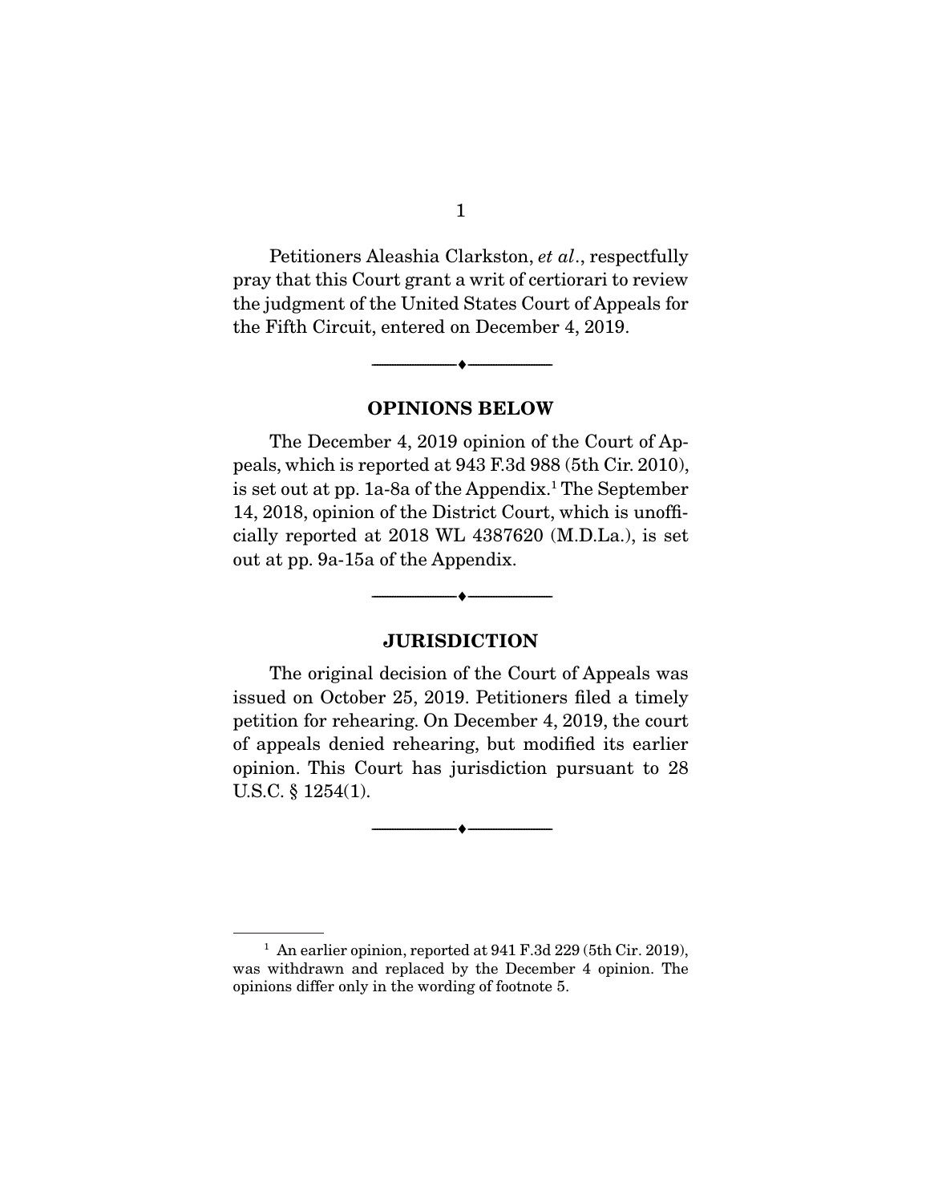Petitioners Aleashia Clarkston, *et al*., respectfully pray that this Court grant a writ of certiorari to review the judgment of the United States Court of Appeals for the Fifth Circuit, entered on December 4, 2019.

---

## OPINIONS BELOW

The December 4, 2019 opinion of the Court of Appeals, which is reported at 943 F.3d 988 (5th Cir. 2010), is set out at pp. 1a-8a of the Appendix.[1] The September 14, 2018, opinion of the District Court, which is unofficially reported at 2018 WL 4387620 (M.D.La.), is set out at pp. 9a-15a of the Appendix.

---

## JURISDICTION

The original decision of the Court of Appeals was issued on October 25, 2019. Petitioners filed a timely petition for rehearing. On December 4, 2019, the court of appeals denied rehearing, but modified its earlier opinion. This Court has jurisdiction pursuant to 28 U.S.C. § 1254(1).

---

[1] An earlier opinion, reported at 941 F.3d 229 (5th Cir. 2019), was withdrawn and replaced by the December 4 opinion. The opinions differ only in the wording of footnote 5.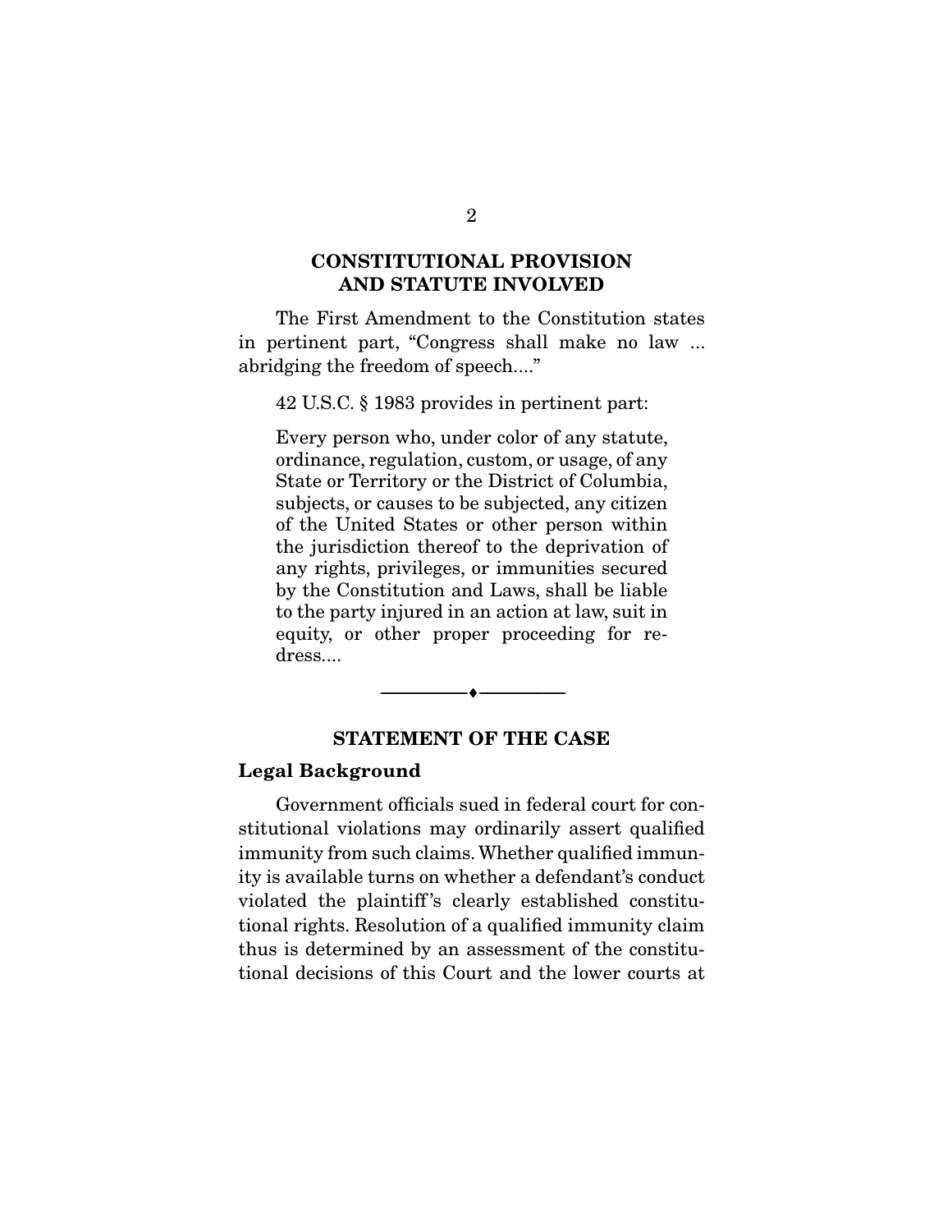## CONSTITUTIONAL PROVISION AND STATUTE INVOLVED

The First Amendment to the Constitution states in pertinent part, "Congress shall make no law ... abridging the freedom of speech...."

42 U.S.C. § 1983 provides in pertinent part:

> Every person who, under color of any statute, ordinance, regulation, custom, or usage, of any State or Territory or the District of Columbia, subjects, or causes to be subjected, any citizen of the United States or other person within the jurisdiction thereof to the deprivation of any rights, privileges, or immunities secured by the Constitution and Laws, shall be liable to the party injured in an action at law, suit in equity, or other proper proceeding for redress....

---

## STATEMENT OF THE CASE

### Legal Background

Government officials sued in federal court for constitutional violations may ordinarily assert qualified immunity from such claims. Whether qualified immunity is available turns on whether a defendant's conduct violated the plaintiff's clearly established constitutional rights. Resolution of a qualified immunity claim thus is determined by an assessment of the constitutional decisions of this Court and the lower courts at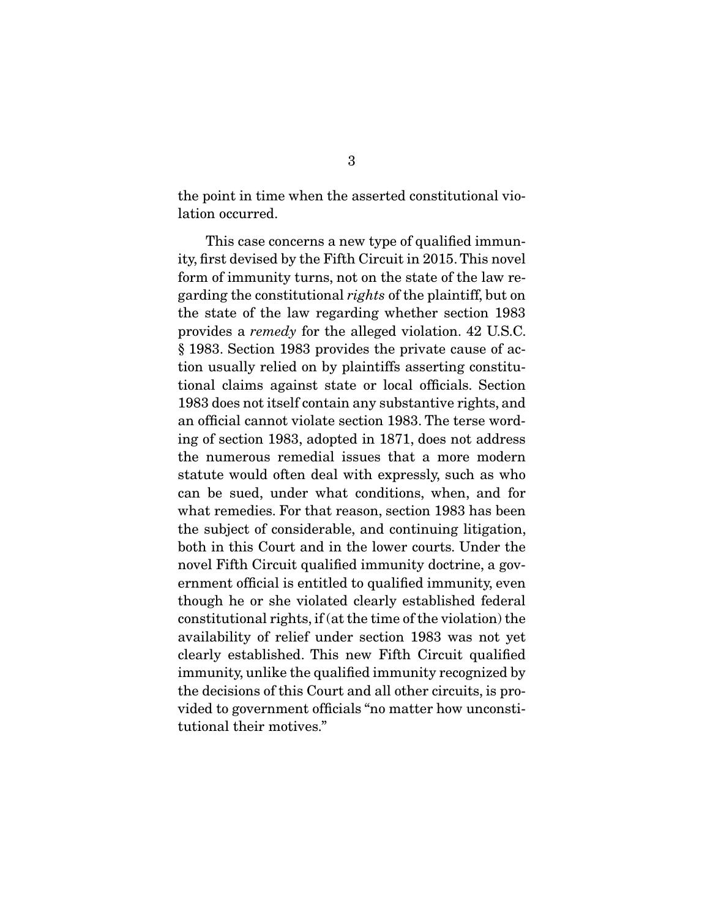the point in time when the asserted constitutional violation occurred.

This case concerns a new type of qualified immunity, first devised by the Fifth Circuit in 2015. This novel form of immunity turns, not on the state of the law regarding the constitutional *rights* of the plaintiff, but on the state of the law regarding whether section 1983 provides a *remedy* for the alleged violation. 42 U.S.C. § 1983. Section 1983 provides the private cause of action usually relied on by plaintiffs asserting constitutional claims against state or local officials. Section 1983 does not itself contain any substantive rights, and an official cannot violate section 1983. The terse wording of section 1983, adopted in 1871, does not address the numerous remedial issues that a more modern statute would often deal with expressly, such as who can be sued, under what conditions, when, and for what remedies. For that reason, section 1983 has been the subject of considerable, and continuing litigation, both in this Court and in the lower courts. Under the novel Fifth Circuit qualified immunity doctrine, a government official is entitled to qualified immunity, even though he or she violated clearly established federal constitutional rights, if (at the time of the violation) the availability of relief under section 1983 was not yet clearly established. This new Fifth Circuit qualified immunity, unlike the qualified immunity recognized by the decisions of this Court and all other circuits, is provided to government officials "no matter how unconstitutional their motives."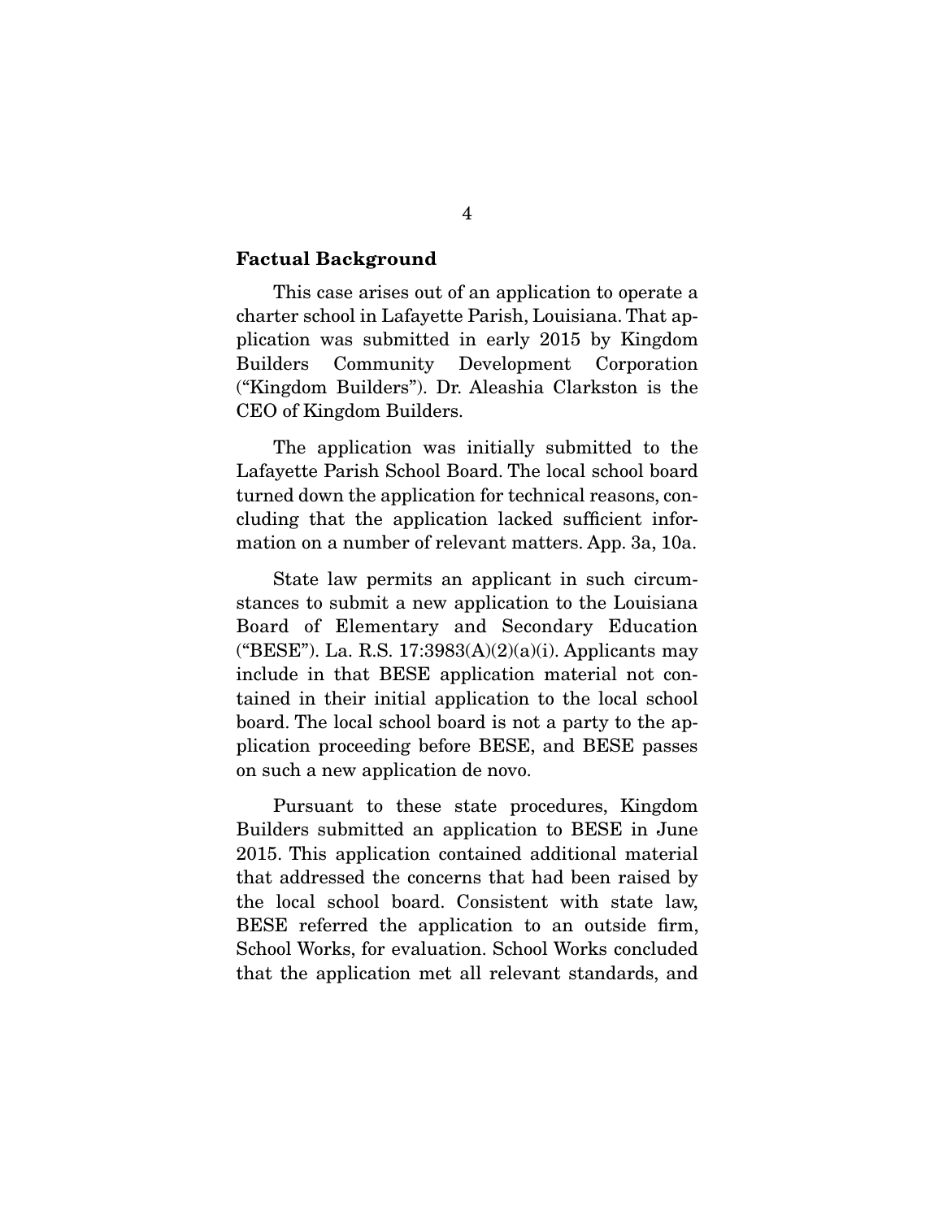**Factual Background**

This case arises out of an application to operate a charter school in Lafayette Parish, Louisiana. That application was submitted in early 2015 by Kingdom Builders Community Development Corporation ("Kingdom Builders"). Dr. Aleashia Clarkston is the CEO of Kingdom Builders.

The application was initially submitted to the Lafayette Parish School Board. The local school board turned down the application for technical reasons, concluding that the application lacked sufficient information on a number of relevant matters. App. 3a, 10a.

State law permits an applicant in such circumstances to submit a new application to the Louisiana Board of Elementary and Secondary Education ("BESE"). La. R.S. 17:3983(A)(2)(a)(i). Applicants may include in that BESE application material not contained in their initial application to the local school board. The local school board is not a party to the application proceeding before BESE, and BESE passes on such a new application de novo.

Pursuant to these state procedures, Kingdom Builders submitted an application to BESE in June 2015. This application contained additional material that addressed the concerns that had been raised by the local school board. Consistent with state law, BESE referred the application to an outside firm, School Works, for evaluation. School Works concluded that the application met all relevant standards, and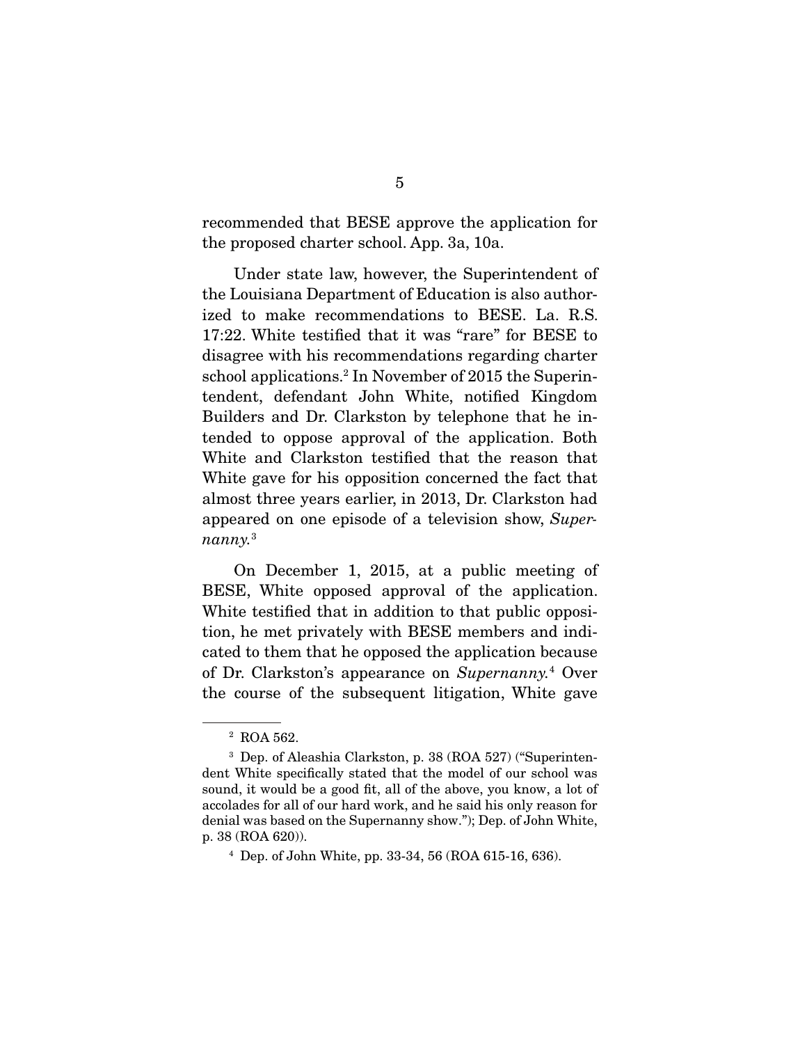recommended that BESE approve the application for the proposed charter school. App. 3a, 10a.

Under state law, however, the Superintendent of the Louisiana Department of Education is also authorized to make recommendations to BESE. La. R.S. 17:22. White testified that it was "rare" for BESE to disagree with his recommendations regarding charter school applications.[2] In November of 2015 the Superintendent, defendant John White, notified Kingdom Builders and Dr. Clarkston by telephone that he intended to oppose approval of the application. Both White and Clarkston testified that the reason that White gave for his opposition concerned the fact that almost three years earlier, in 2013, Dr. Clarkston had appeared on one episode of a television show, *Supernanny.*[3]

On December 1, 2015, at a public meeting of BESE, White opposed approval of the application. White testified that in addition to that public opposition, he met privately with BESE members and indicated to them that he opposed the application because of Dr. Clarkston's appearance on *Supernanny.*[4] Over the course of the subsequent litigation, White gave

---

[2] ROA 562.

[3] Dep. of Aleashia Clarkston, p. 38 (ROA 527) ("Superintendent White specifically stated that the model of our school was sound, it would be a good fit, all of the above, you know, a lot of accolades for all of our hard work, and he said his only reason for denial was based on the Supernanny show."); Dep. of John White, p. 38 (ROA 620)).

[4] Dep. of John White, pp. 33-34, 56 (ROA 615-16, 636).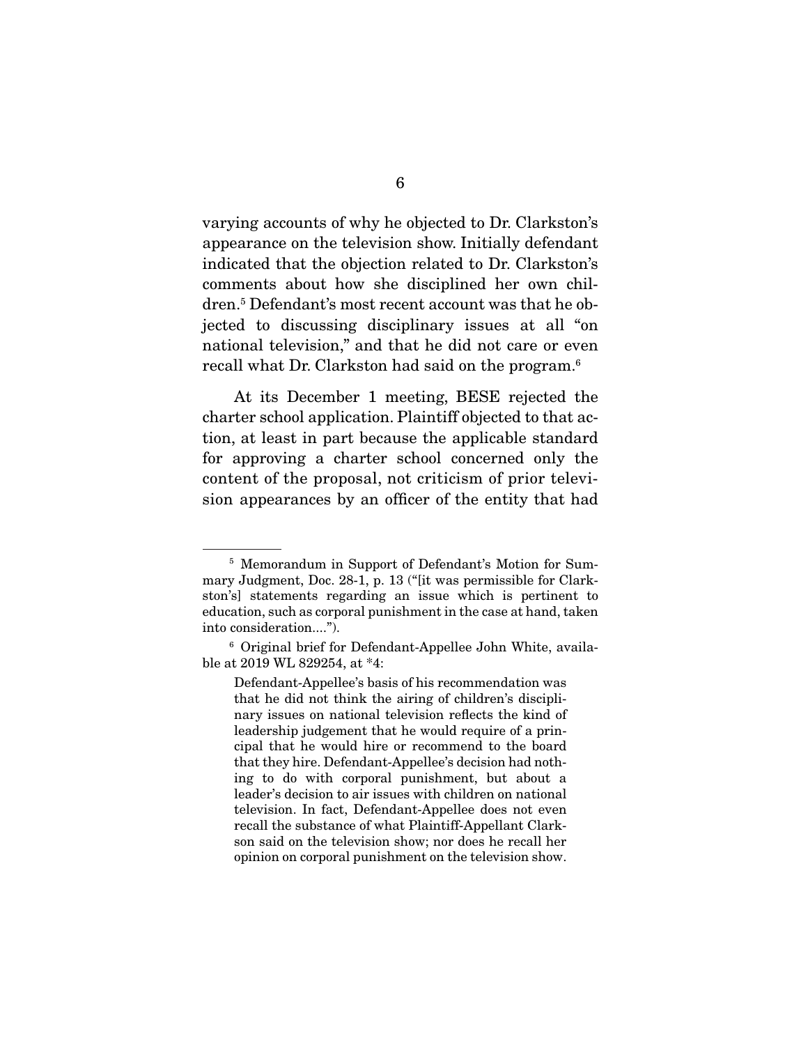varying accounts of why he objected to Dr. Clarkston's appearance on the television show. Initially defendant indicated that the objection related to Dr. Clarkston's comments about how she disciplined her own children.[5] Defendant's most recent account was that he objected to discussing disciplinary issues at all "on national television," and that he did not care or even recall what Dr. Clarkston had said on the program.[6]

At its December 1 meeting, BESE rejected the charter school application. Plaintiff objected to that action, at least in part because the applicable standard for approving a charter school concerned only the content of the proposal, not criticism of prior television appearances by an officer of the entity that had

---

[5] Memorandum in Support of Defendant's Motion for Summary Judgment, Doc. 28-1, p. 13 ("[it was permissible for Clarkston's] statements regarding an issue which is pertinent to education, such as corporal punishment in the case at hand, taken into consideration....").

[6] Original brief for Defendant-Appellee John White, available at 2019 WL 829254, at *4:

> Defendant-Appellee's basis of his recommendation was that he did not think the airing of children's disciplinary issues on national television reflects the kind of leadership judgement that he would require of a principal that he would hire or recommend to the board that they hire. Defendant-Appellee's decision had nothing to do with corporal punishment, but about a leader's decision to air issues with children on national television. In fact, Defendant-Appellee does not even recall the substance of what Plaintiff-Appellant Clarkson said on the television show; nor does he recall her opinion on corporal punishment on the television show.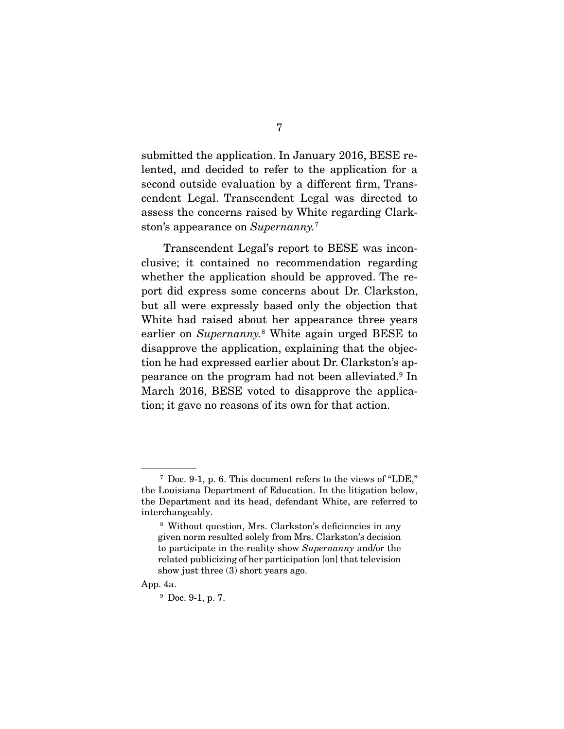submitted the application. In January 2016, BESE relented, and decided to refer to the application for a second outside evaluation by a different firm, Transcendent Legal. Transcendent Legal was directed to assess the concerns raised by White regarding Clarkston's appearance on *Supernanny.*[7]

Transcendent Legal's report to BESE was inconclusive; it contained no recommendation regarding whether the application should be approved. The report did express some concerns about Dr. Clarkston, but all were expressly based only the objection that White had raised about her appearance three years earlier on *Supernanny.*[8] White again urged BESE to disapprove the application, explaining that the objection he had expressed earlier about Dr. Clarkston's appearance on the program had not been alleviated.[9] In March 2016, BESE voted to disapprove the application; it gave no reasons of its own for that action.

---

[7] Doc. 9-1, p. 6. This document refers to the views of "LDE," the Louisiana Department of Education. In the litigation below, the Department and its head, defendant White, are referred to interchangeably.

[8]

> Without question, Mrs. Clarkston's deficiencies in any given norm resulted solely from Mrs. Clarkston's decision to participate in the reality show *Supernanny* and/or the related publicizing of her participation [on] that television show just three (3) short years ago.

App. 4a.

[9] Doc. 9-1, p. 7.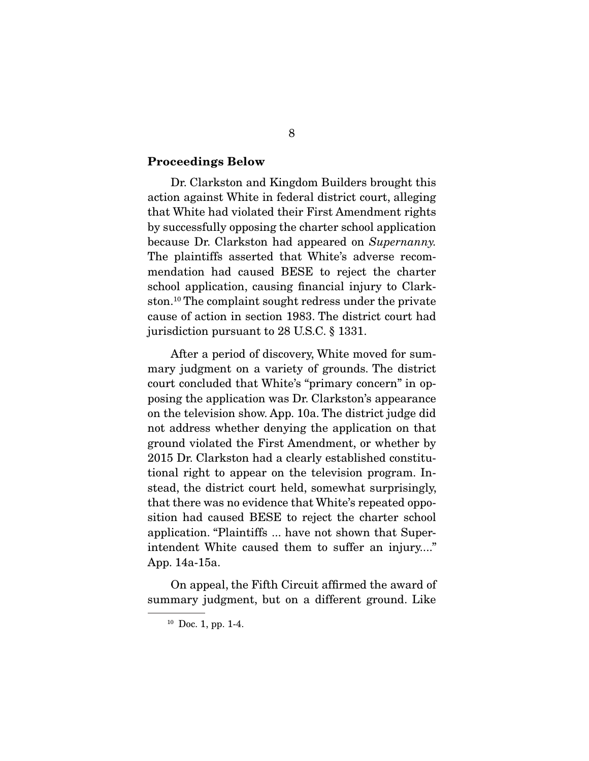**Proceedings Below**

Dr. Clarkston and Kingdom Builders brought this action against White in federal district court, alleging that White had violated their First Amendment rights by successfully opposing the charter school application because Dr. Clarkston had appeared on *Supernanny.* The plaintiffs asserted that White's adverse recommendation had caused BESE to reject the charter school application, causing financial injury to Clarkston.[10] The complaint sought redress under the private cause of action in section 1983. The district court had jurisdiction pursuant to 28 U.S.C. § 1331.

After a period of discovery, White moved for summary judgment on a variety of grounds. The district court concluded that White's "primary concern" in opposing the application was Dr. Clarkston's appearance on the television show. App. 10a. The district judge did not address whether denying the application on that ground violated the First Amendment, or whether by 2015 Dr. Clarkston had a clearly established constitutional right to appear on the television program. Instead, the district court held, somewhat surprisingly, that there was no evidence that White's repeated opposition had caused BESE to reject the charter school application. "Plaintiffs ... have not shown that Superintendent White caused them to suffer an injury...." App. 14a-15a.

On appeal, the Fifth Circuit affirmed the award of summary judgment, but on a different ground. Like

[10] Doc. 1, pp. 1-4.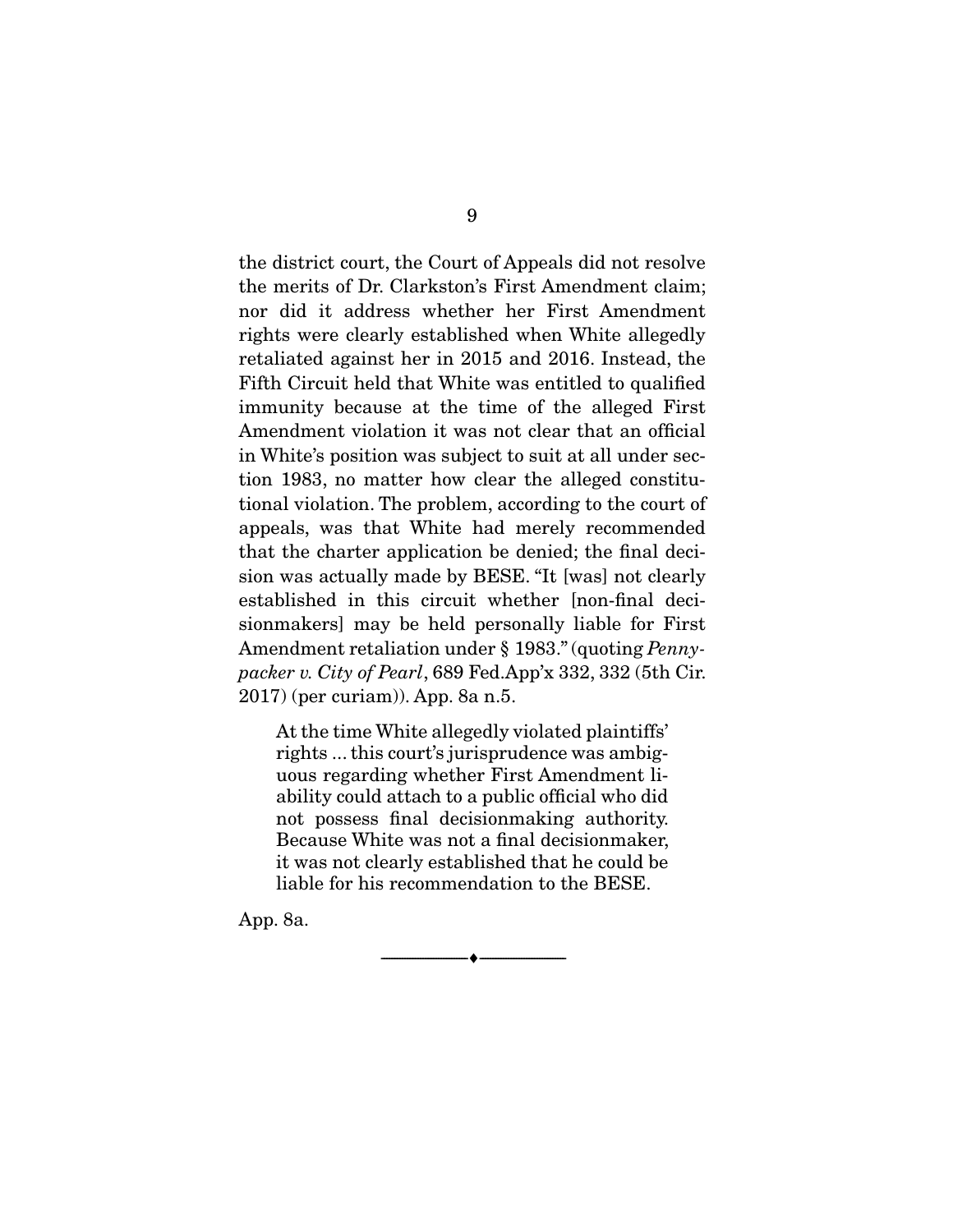the district court, the Court of Appeals did not resolve the merits of Dr. Clarkston's First Amendment claim; nor did it address whether her First Amendment rights were clearly established when White allegedly retaliated against her in 2015 and 2016. Instead, the Fifth Circuit held that White was entitled to qualified immunity because at the time of the alleged First Amendment violation it was not clear that an official in White's position was subject to suit at all under section 1983, no matter how clear the alleged constitutional violation. The problem, according to the court of appeals, was that White had merely recommended that the charter application be denied; the final decision was actually made by BESE. "It [was] not clearly established in this circuit whether [non-final decisionmakers] may be held personally liable for First Amendment retaliation under § 1983." (quoting *Pennypacker v. City of Pearl*, 689 Fed.App'x 332, 332 (5th Cir. 2017) (per curiam)). App. 8a n.5.

> At the time White allegedly violated plaintiffs' rights ... this court's jurisprudence was ambiguous regarding whether First Amendment liability could attach to a public official who did not possess final decisionmaking authority. Because White was not a final decisionmaker, it was not clearly established that he could be liable for his recommendation to the BESE.

App. 8a.

---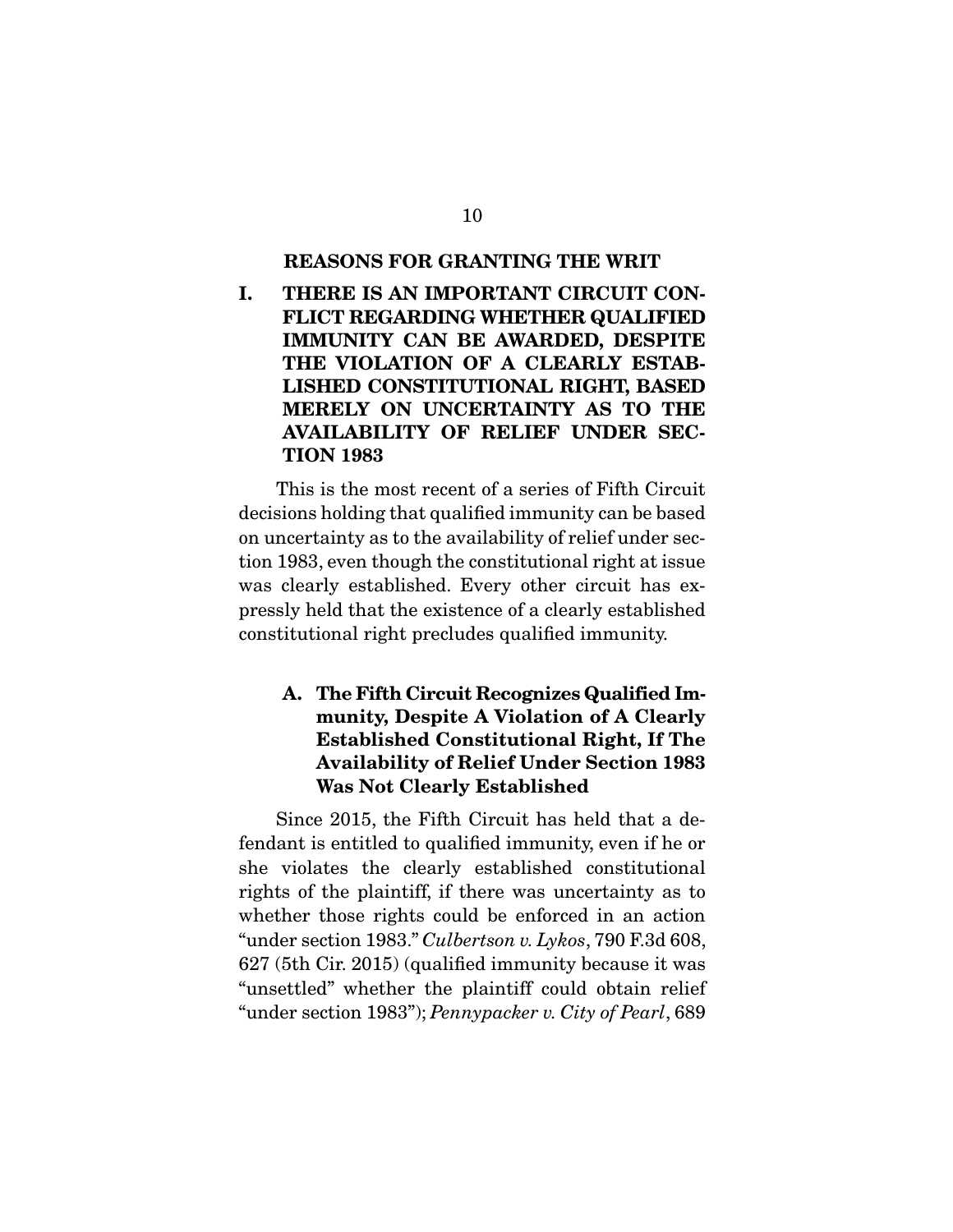## REASONS FOR GRANTING THE WRIT

### I. THERE IS AN IMPORTANT CIRCUIT CONFLICT REGARDING WHETHER QUALIFIED IMMUNITY CAN BE AWARDED, DESPITE THE VIOLATION OF A CLEARLY ESTABLISHED CONSTITUTIONAL RIGHT, BASED MERELY ON UNCERTAINTY AS TO THE AVAILABILITY OF RELIEF UNDER SECTION 1983

This is the most recent of a series of Fifth Circuit decisions holding that qualified immunity can be based on uncertainty as to the availability of relief under section 1983, even though the constitutional right at issue was clearly established. Every other circuit has expressly held that the existence of a clearly established constitutional right precludes qualified immunity.

#### A. The Fifth Circuit Recognizes Qualified Immunity, Despite A Violation of A Clearly Established Constitutional Right, If The Availability of Relief Under Section 1983 Was Not Clearly Established

Since 2015, the Fifth Circuit has held that a defendant is entitled to qualified immunity, even if he or she violates the clearly established constitutional rights of the plaintiff, if there was uncertainty as to whether those rights could be enforced in an action "under section 1983." *Culbertson v. Lykos*, 790 F.3d 608, 627 (5th Cir. 2015) (qualified immunity because it was "unsettled" whether the plaintiff could obtain relief "under section 1983"); *Pennypacker v. City of Pearl*, 689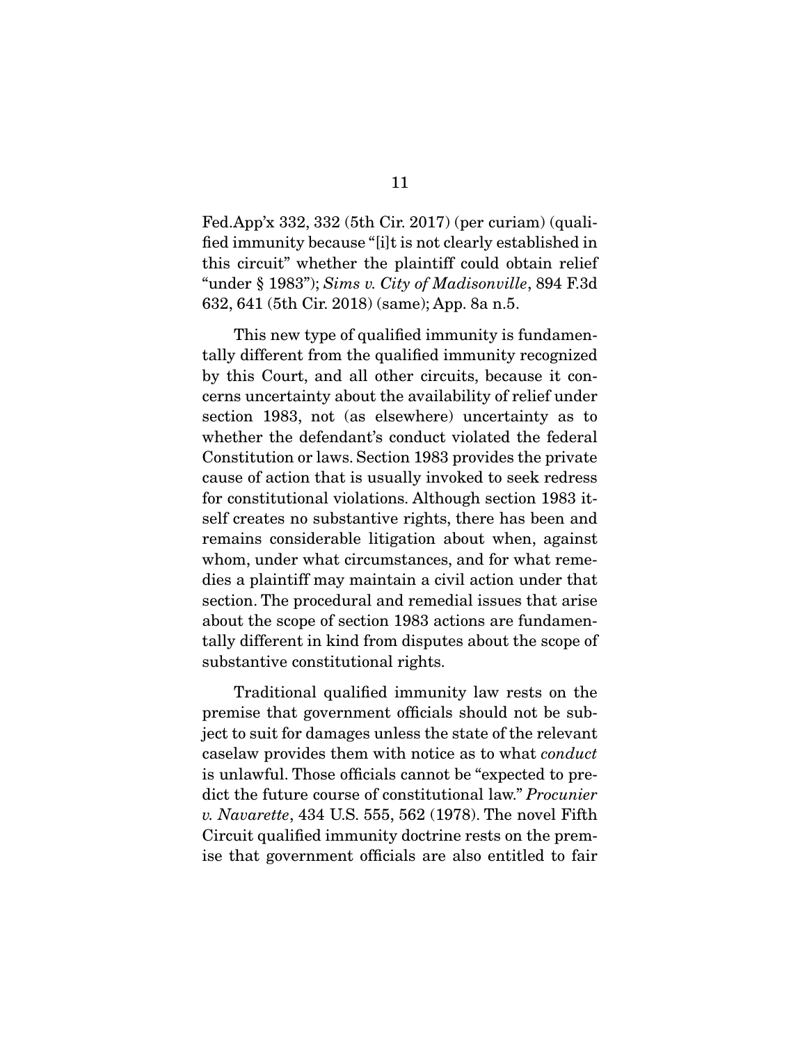Fed.App'x 332, 332 (5th Cir. 2017) (per curiam) (qualified immunity because "[i]t is not clearly established in this circuit" whether the plaintiff could obtain relief "under § 1983"); *Sims v. City of Madisonville*, 894 F.3d 632, 641 (5th Cir. 2018) (same); App. 8a n.5.

This new type of qualified immunity is fundamentally different from the qualified immunity recognized by this Court, and all other circuits, because it concerns uncertainty about the availability of relief under section 1983, not (as elsewhere) uncertainty as to whether the defendant's conduct violated the federal Constitution or laws. Section 1983 provides the private cause of action that is usually invoked to seek redress for constitutional violations. Although section 1983 itself creates no substantive rights, there has been and remains considerable litigation about when, against whom, under what circumstances, and for what remedies a plaintiff may maintain a civil action under that section. The procedural and remedial issues that arise about the scope of section 1983 actions are fundamentally different in kind from disputes about the scope of substantive constitutional rights.

Traditional qualified immunity law rests on the premise that government officials should not be subject to suit for damages unless the state of the relevant caselaw provides them with notice as to what *conduct* is unlawful. Those officials cannot be "expected to predict the future course of constitutional law." *Procunier v. Navarette*, 434 U.S. 555, 562 (1978). The novel Fifth Circuit qualified immunity doctrine rests on the premise that government officials are also entitled to fair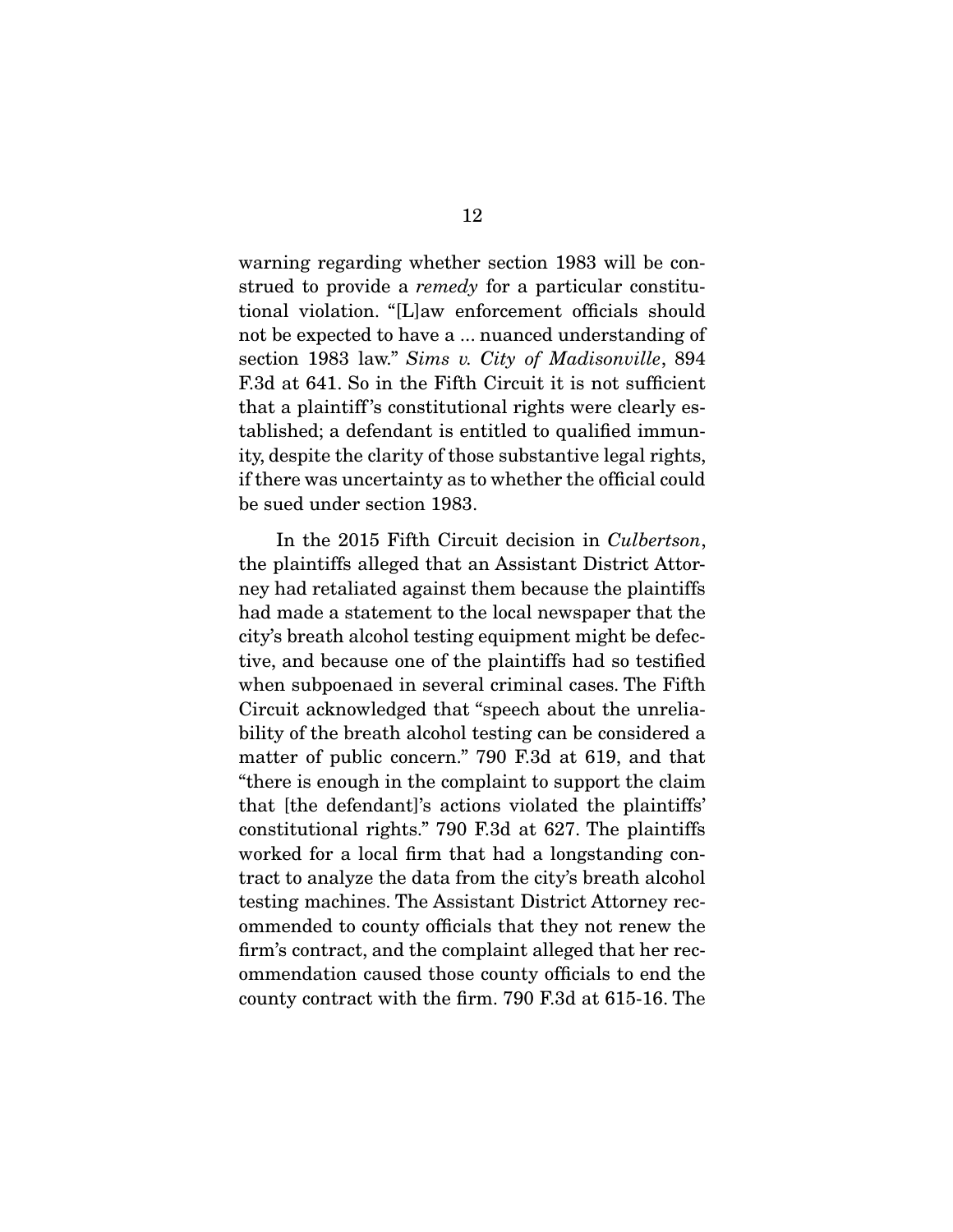warning regarding whether section 1983 will be construed to provide a *remedy* for a particular constitutional violation. "[L]aw enforcement officials should not be expected to have a ... nuanced understanding of section 1983 law." *Sims v. City of Madisonville*, 894 F.3d at 641. So in the Fifth Circuit it is not sufficient that a plaintiff's constitutional rights were clearly established; a defendant is entitled to qualified immunity, despite the clarity of those substantive legal rights, if there was uncertainty as to whether the official could be sued under section 1983.

In the 2015 Fifth Circuit decision in *Culbertson*, the plaintiffs alleged that an Assistant District Attorney had retaliated against them because the plaintiffs had made a statement to the local newspaper that the city's breath alcohol testing equipment might be defective, and because one of the plaintiffs had so testified when subpoenaed in several criminal cases. The Fifth Circuit acknowledged that "speech about the unreliability of the breath alcohol testing can be considered a matter of public concern." 790 F.3d at 619, and that "there is enough in the complaint to support the claim that [the defendant]'s actions violated the plaintiffs' constitutional rights." 790 F.3d at 627. The plaintiffs worked for a local firm that had a longstanding contract to analyze the data from the city's breath alcohol testing machines. The Assistant District Attorney recommended to county officials that they not renew the firm's contract, and the complaint alleged that her recommendation caused those county officials to end the county contract with the firm. 790 F.3d at 615-16. The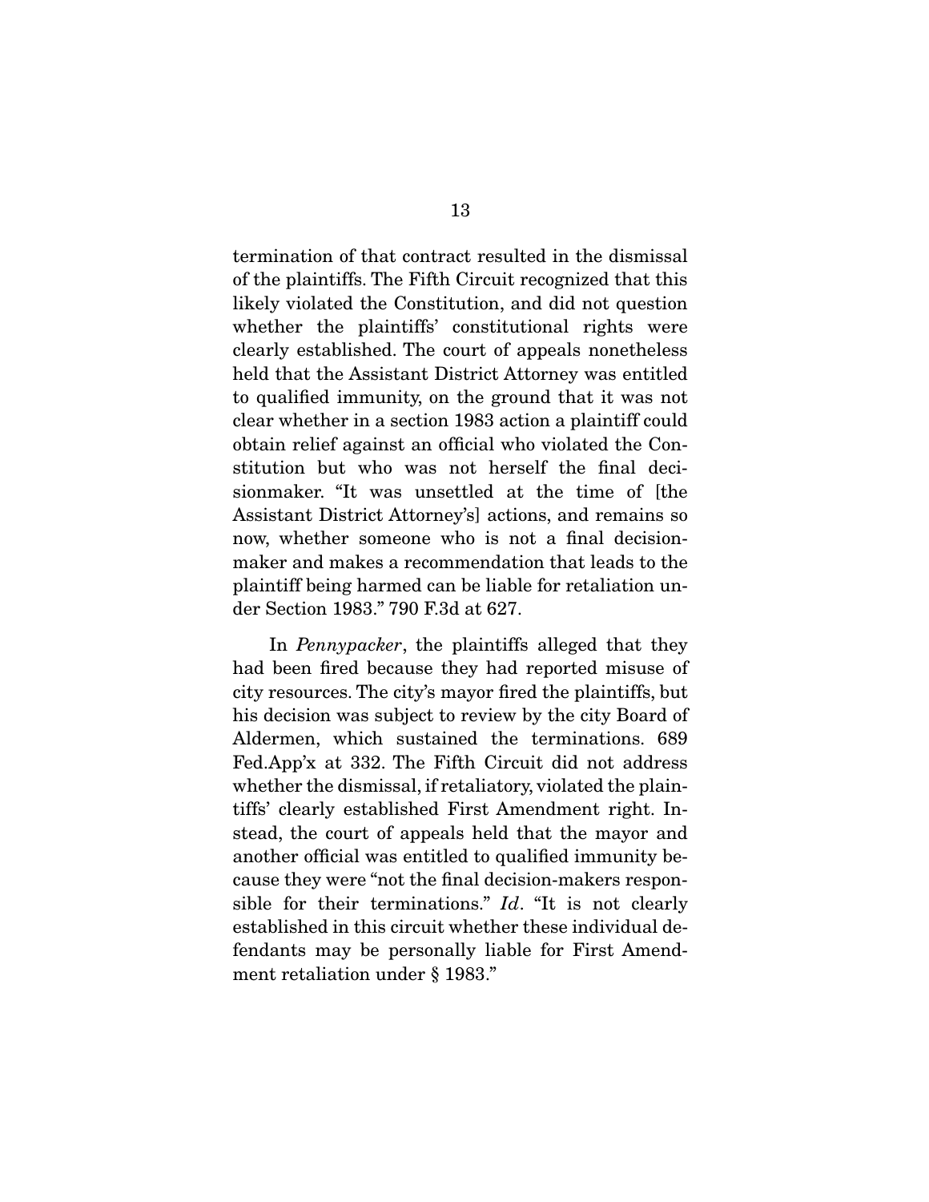termination of that contract resulted in the dismissal of the plaintiffs. The Fifth Circuit recognized that this likely violated the Constitution, and did not question whether the plaintiffs' constitutional rights were clearly established. The court of appeals nonetheless held that the Assistant District Attorney was entitled to qualified immunity, on the ground that it was not clear whether in a section 1983 action a plaintiff could obtain relief against an official who violated the Constitution but who was not herself the final decisionmaker. "It was unsettled at the time of [the Assistant District Attorney's] actions, and remains so now, whether someone who is not a final decisionmaker and makes a recommendation that leads to the plaintiff being harmed can be liable for retaliation under Section 1983." 790 F.3d at 627.

In *Pennypacker*, the plaintiffs alleged that they had been fired because they had reported misuse of city resources. The city's mayor fired the plaintiffs, but his decision was subject to review by the city Board of Aldermen, which sustained the terminations. 689 Fed.App'x at 332. The Fifth Circuit did not address whether the dismissal, if retaliatory, violated the plaintiffs' clearly established First Amendment right. Instead, the court of appeals held that the mayor and another official was entitled to qualified immunity because they were "not the final decision-makers responsible for their terminations." *Id*. "It is not clearly established in this circuit whether these individual defendants may be personally liable for First Amendment retaliation under § 1983."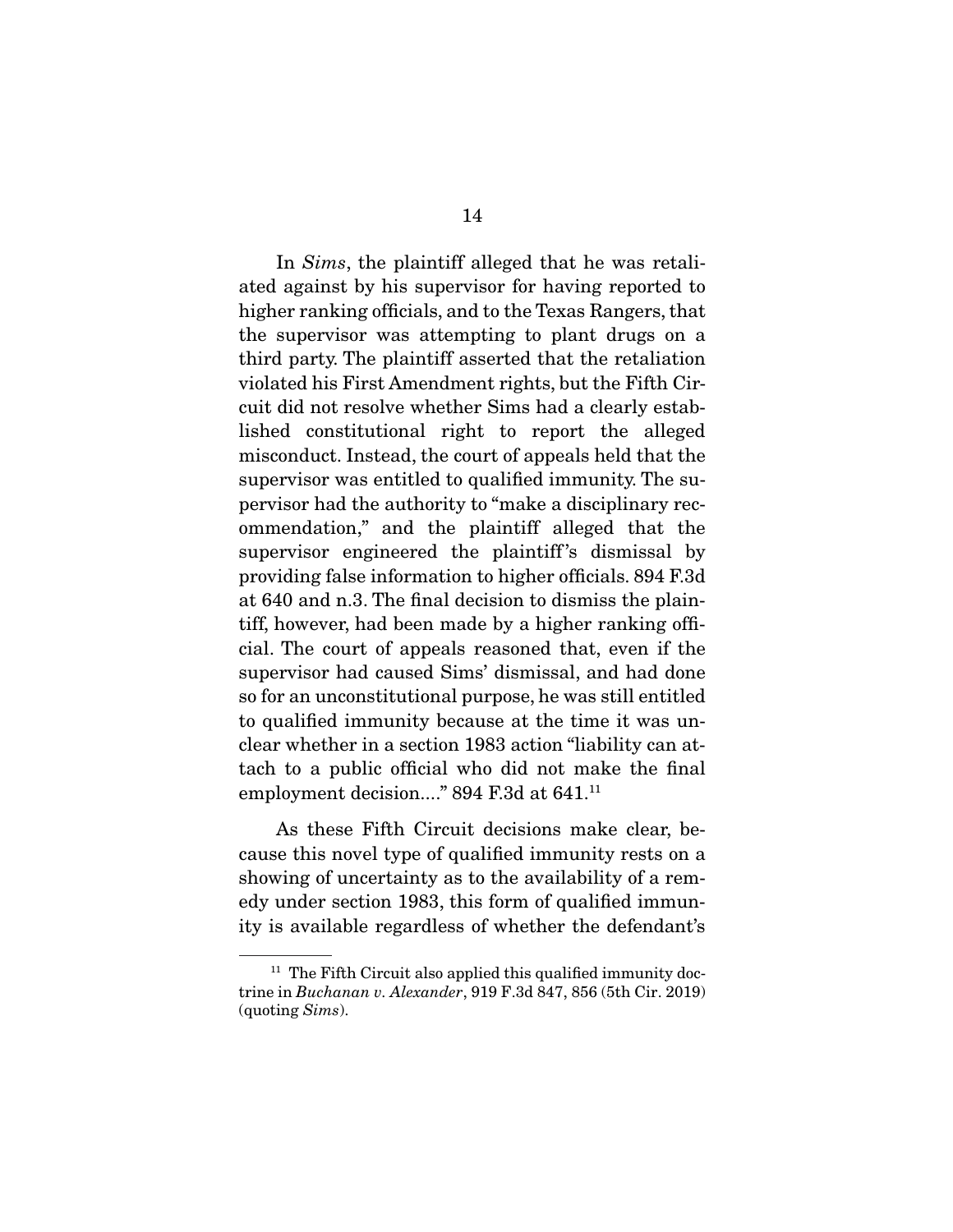In *Sims*, the plaintiff alleged that he was retaliated against by his supervisor for having reported to higher ranking officials, and to the Texas Rangers, that the supervisor was attempting to plant drugs on a third party. The plaintiff asserted that the retaliation violated his First Amendment rights, but the Fifth Circuit did not resolve whether Sims had a clearly established constitutional right to report the alleged misconduct. Instead, the court of appeals held that the supervisor was entitled to qualified immunity. The supervisor had the authority to "make a disciplinary recommendation," and the plaintiff alleged that the supervisor engineered the plaintiff's dismissal by providing false information to higher officials. 894 F.3d at 640 and n.3. The final decision to dismiss the plaintiff, however, had been made by a higher ranking official. The court of appeals reasoned that, even if the supervisor had caused Sims' dismissal, and had done so for an unconstitutional purpose, he was still entitled to qualified immunity because at the time it was unclear whether in a section 1983 action "liability can attach to a public official who did not make the final employment decision...." 894 F.3d at 641.[11]

As these Fifth Circuit decisions make clear, because this novel type of qualified immunity rests on a showing of uncertainty as to the availability of a remedy under section 1983, this form of qualified immunity is available regardless of whether the defendant's

---

[11] The Fifth Circuit also applied this qualified immunity doctrine in *Buchanan v. Alexander*, 919 F.3d 847, 856 (5th Cir. 2019) (quoting *Sims*).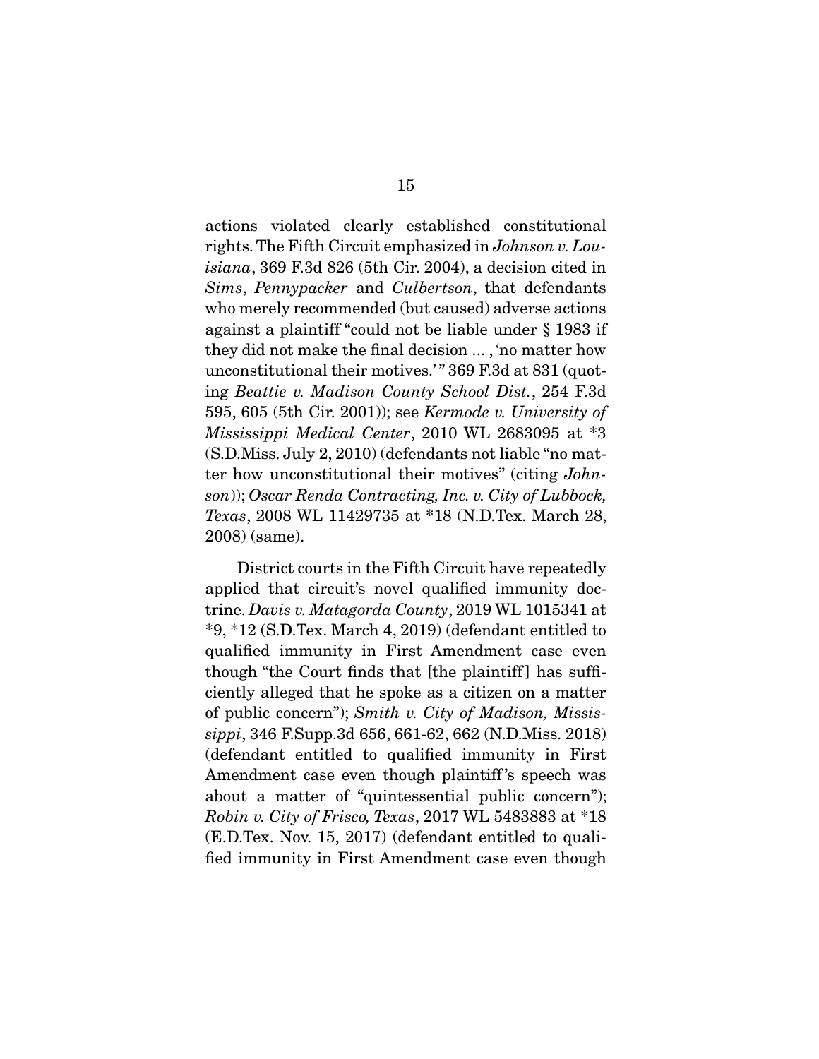actions violated clearly established constitutional rights. The Fifth Circuit emphasized in *Johnson v. Louisiana*, 369 F.3d 826 (5th Cir. 2004), a decision cited in *Sims*, *Pennypacker* and *Culbertson*, that defendants who merely recommended (but caused) adverse actions against a plaintiff "could not be liable under § 1983 if they did not make the final decision ... , 'no matter how unconstitutional their motives.'" 369 F.3d at 831 (quoting *Beattie v. Madison County School Dist.*, 254 F.3d 595, 605 (5th Cir. 2001)); see *Kermode v. University of Mississippi Medical Center*, 2010 WL 2683095 at *3 (S.D.Miss. July 2, 2010) (defendants not liable "no matter how unconstitutional their motives" (citing *Johnson*)); *Oscar Renda Contracting, Inc. v. City of Lubbock, Texas*, 2008 WL 11429735 at *18 (N.D.Tex. March 28, 2008) (same).

District courts in the Fifth Circuit have repeatedly applied that circuit's novel qualified immunity doctrine. *Davis v. Matagorda County*, 2019 WL 1015341 at *9, *12 (S.D.Tex. March 4, 2019) (defendant entitled to qualified immunity in First Amendment case even though "the Court finds that [the plaintiff] has sufficiently alleged that he spoke as a citizen on a matter of public concern"); *Smith v. City of Madison, Mississippi*, 346 F.Supp.3d 656, 661-62, 662 (N.D.Miss. 2018) (defendant entitled to qualified immunity in First Amendment case even though plaintiff's speech was about a matter of "quintessential public concern"); *Robin v. City of Frisco, Texas*, 2017 WL 5483883 at *18 (E.D.Tex. Nov. 15, 2017) (defendant entitled to qualified immunity in First Amendment case even though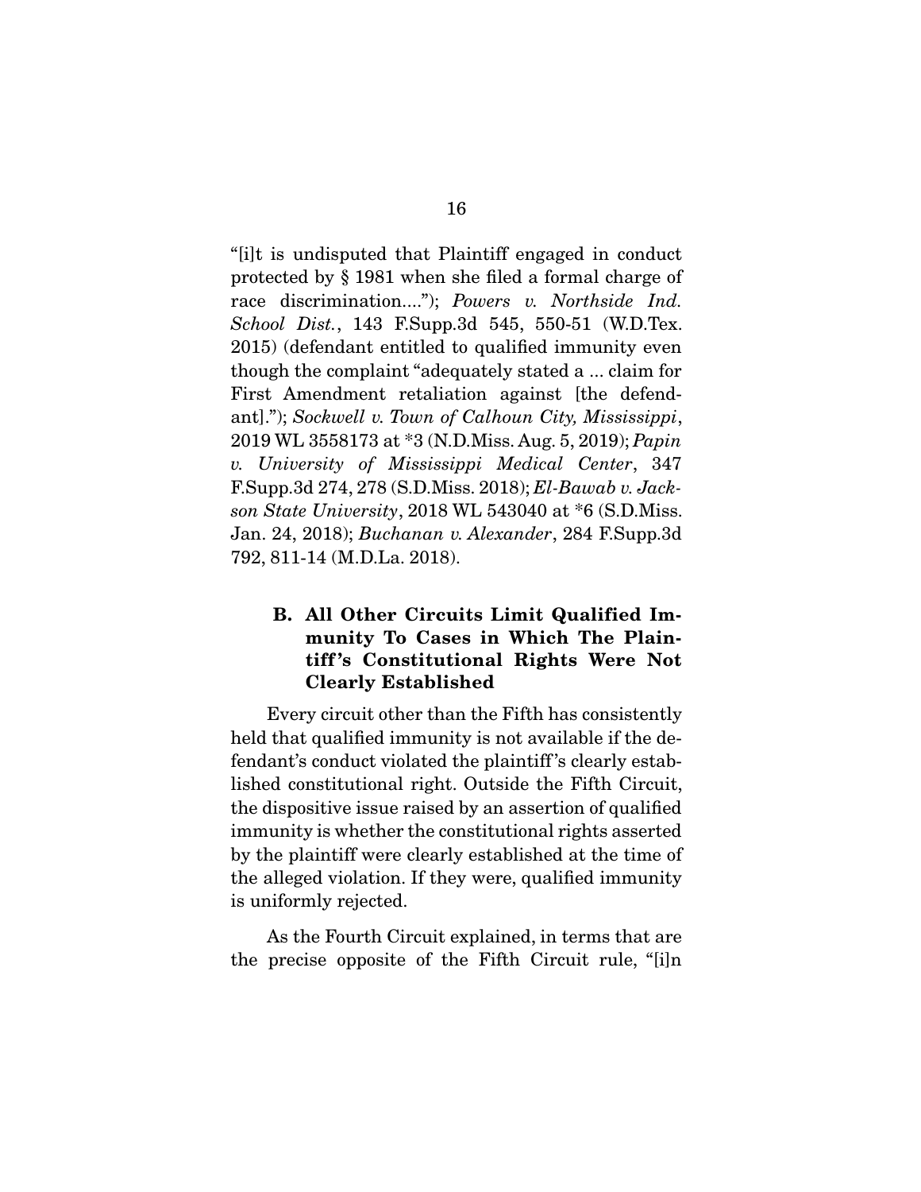"[i]t is undisputed that Plaintiff engaged in conduct protected by § 1981 when she filed a formal charge of race discrimination...."); *Powers v. Northside Ind. School Dist.*, 143 F.Supp.3d 545, 550-51 (W.D.Tex. 2015) (defendant entitled to qualified immunity even though the complaint "adequately stated a ... claim for First Amendment retaliation against [the defendant]."); *Sockwell v. Town of Calhoun City, Mississippi*, 2019 WL 3558173 at *3 (N.D.Miss. Aug. 5, 2019); *Papin v. University of Mississippi Medical Center*, 347 F.Supp.3d 274, 278 (S.D.Miss. 2018); *El-Bawab v. Jackson State University*, 2018 WL 543040 at *6 (S.D.Miss. Jan. 24, 2018); *Buchanan v. Alexander*, 284 F.Supp.3d 792, 811-14 (M.D.La. 2018).

### B. All Other Circuits Limit Qualified Immunity To Cases in Which The Plaintiff's Constitutional Rights Were Not Clearly Established

Every circuit other than the Fifth has consistently held that qualified immunity is not available if the defendant's conduct violated the plaintiff's clearly established constitutional right. Outside the Fifth Circuit, the dispositive issue raised by an assertion of qualified immunity is whether the constitutional rights asserted by the plaintiff were clearly established at the time of the alleged violation. If they were, qualified immunity is uniformly rejected.

As the Fourth Circuit explained, in terms that are the precise opposite of the Fifth Circuit rule, "[i]n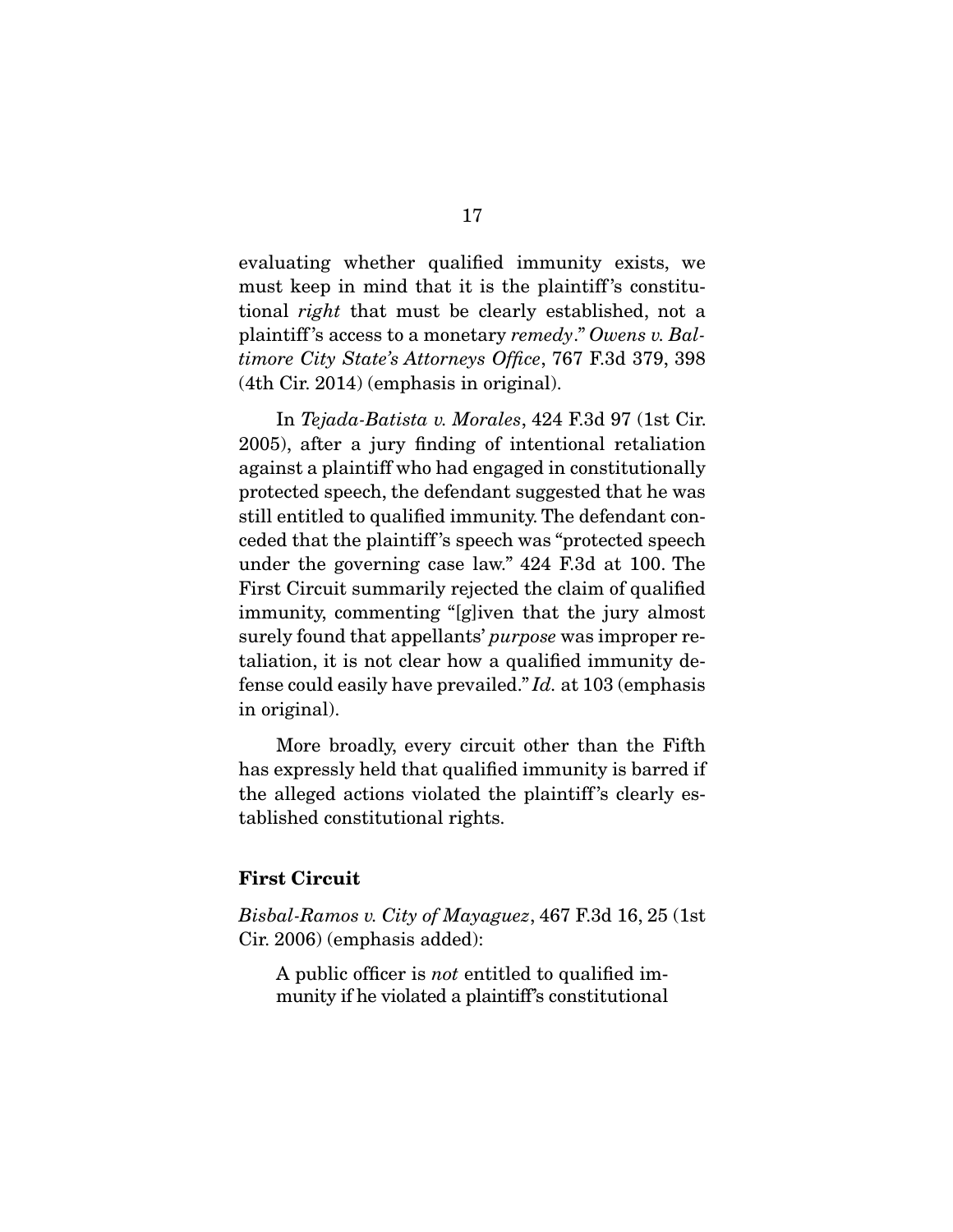evaluating whether qualified immunity exists, we must keep in mind that it is the plaintiff's constitutional *right* that must be clearly established, not a plaintiff's access to a monetary *remedy*." *Owens v. Baltimore City State's Attorneys Office*, 767 F.3d 379, 398 (4th Cir. 2014) (emphasis in original).

In *Tejada-Batista v. Morales*, 424 F.3d 97 (1st Cir. 2005), after a jury finding of intentional retaliation against a plaintiff who had engaged in constitutionally protected speech, the defendant suggested that he was still entitled to qualified immunity. The defendant conceded that the plaintiff's speech was "protected speech under the governing case law." 424 F.3d at 100. The First Circuit summarily rejected the claim of qualified immunity, commenting "[g]iven that the jury almost surely found that appellants' *purpose* was improper retaliation, it is not clear how a qualified immunity defense could easily have prevailed." *Id.* at 103 (emphasis in original).

More broadly, every circuit other than the Fifth has expressly held that qualified immunity is barred if the alleged actions violated the plaintiff's clearly established constitutional rights.

**First Circuit**

*Bisbal-Ramos v. City of Mayaguez*, 467 F.3d 16, 25 (1st Cir. 2006) (emphasis added):

> A public officer is *not* entitled to qualified immunity if he violated a plaintiff's constitutional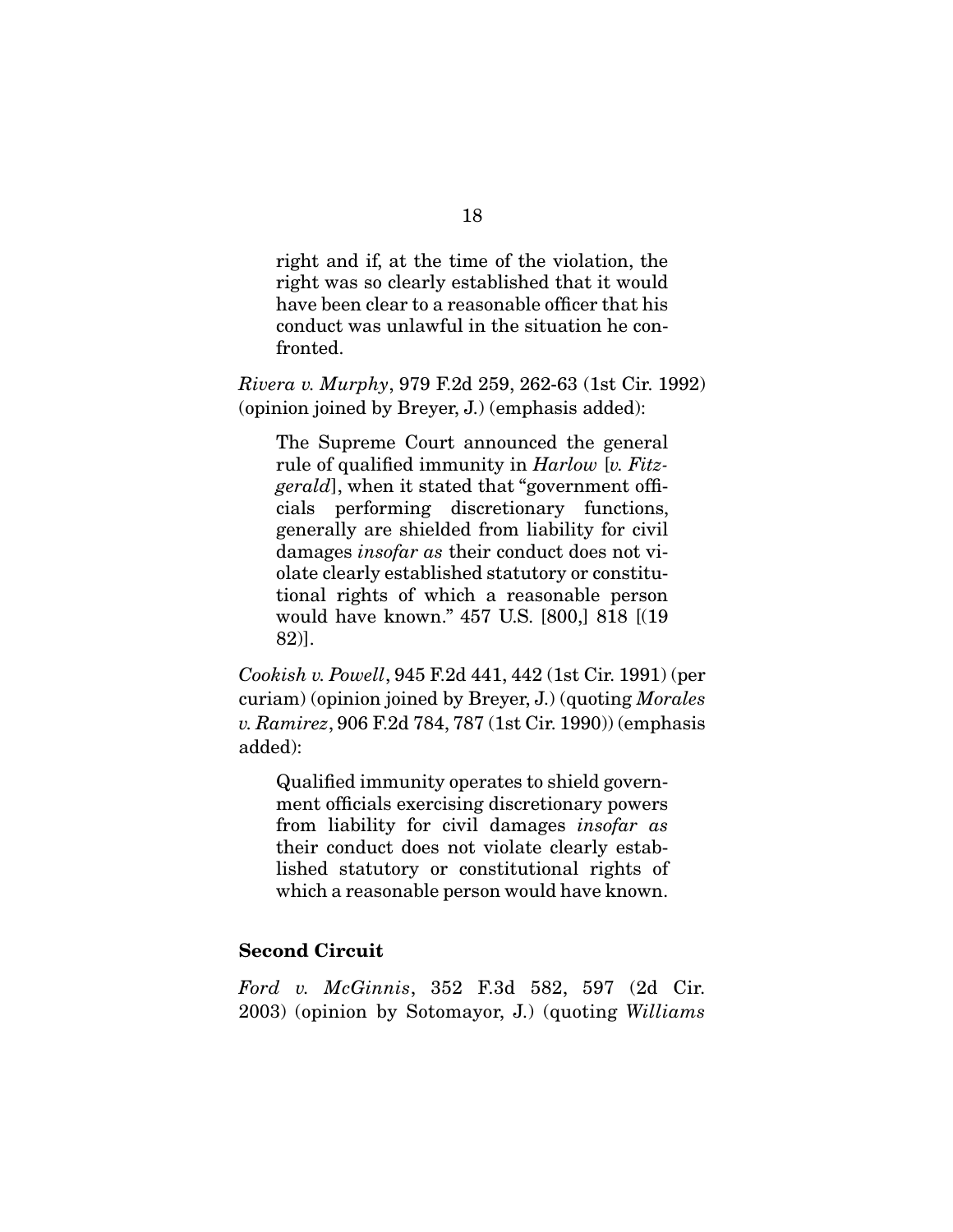> right and if, at the time of the violation, the right was so clearly established that it would have been clear to a reasonable officer that his conduct was unlawful in the situation he confronted.

*Rivera v. Murphy*, 979 F.2d 259, 262-63 (1st Cir. 1992) (opinion joined by Breyer, J.) (emphasis added):

> The Supreme Court announced the general rule of qualified immunity in *Harlow* [*v. Fitzgerald*], when it stated that "government officials performing discretionary functions, generally are shielded from liability for civil damages *insofar as* their conduct does not violate clearly established statutory or constitutional rights of which a reasonable person would have known." 457 U.S. [800,] 818 [(1982)].

*Cookish v. Powell*, 945 F.2d 441, 442 (1st Cir. 1991) (per curiam) (opinion joined by Breyer, J.) (quoting *Morales v. Ramirez*, 906 F.2d 784, 787 (1st Cir. 1990)) (emphasis added):

> Qualified immunity operates to shield government officials exercising discretionary powers from liability for civil damages *insofar as* their conduct does not violate clearly established statutory or constitutional rights of which a reasonable person would have known.

**Second Circuit**

*Ford v. McGinnis*, 352 F.3d 582, 597 (2d Cir. 2003) (opinion by Sotomayor, J.) (quoting *Williams*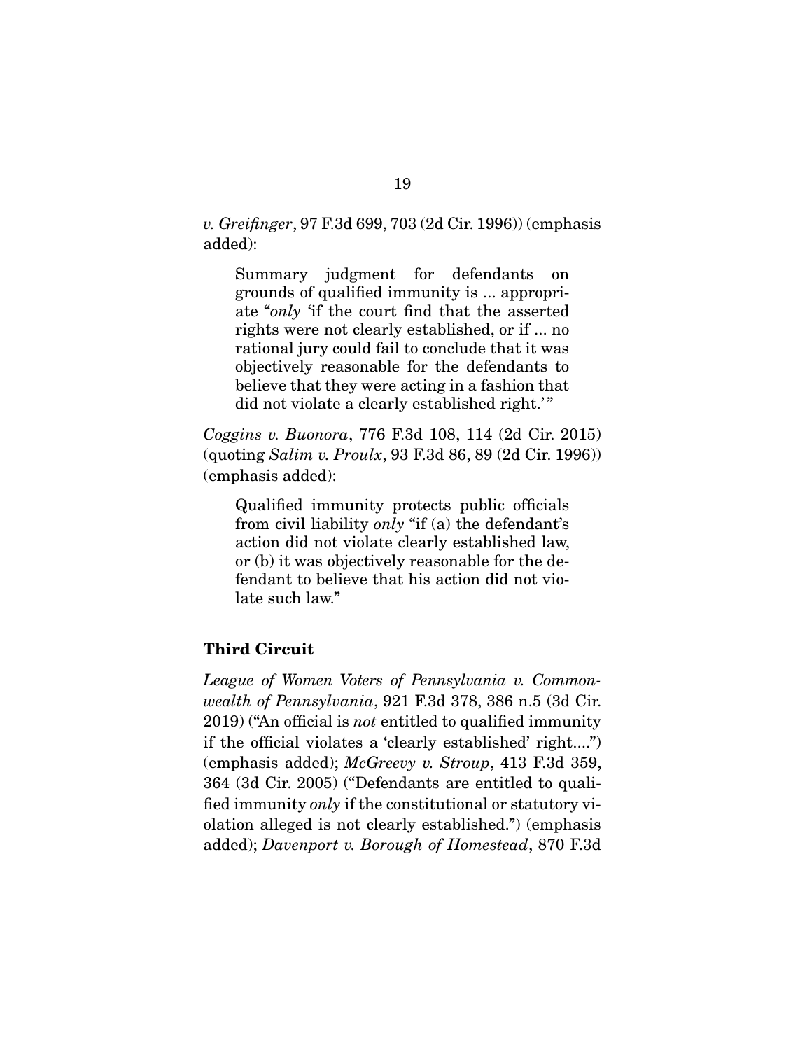*v. Greifinger*, 97 F.3d 699, 703 (2d Cir. 1996)) (emphasis added):

> Summary judgment for defendants on grounds of qualified immunity is ... appropriate "*only* 'if the court find that the asserted rights were not clearly established, or if ... no rational jury could fail to conclude that it was objectively reasonable for the defendants to believe that they were acting in a fashion that did not violate a clearly established right.'"

*Coggins v. Buonora*, 776 F.3d 108, 114 (2d Cir. 2015) (quoting *Salim v. Proulx*, 93 F.3d 86, 89 (2d Cir. 1996)) (emphasis added):

> Qualified immunity protects public officials from civil liability *only* "if (a) the defendant's action did not violate clearly established law, or (b) it was objectively reasonable for the defendant to believe that his action did not violate such law."

**Third Circuit**

*League of Women Voters of Pennsylvania v. Commonwealth of Pennsylvania*, 921 F.3d 378, 386 n.5 (3d Cir. 2019) ("An official is *not* entitled to qualified immunity if the official violates a 'clearly established' right....") (emphasis added); *McGreevy v. Stroup*, 413 F.3d 359, 364 (3d Cir. 2005) ("Defendants are entitled to qualified immunity *only* if the constitutional or statutory violation alleged is not clearly established.") (emphasis added); *Davenport v. Borough of Homestead*, 870 F.3d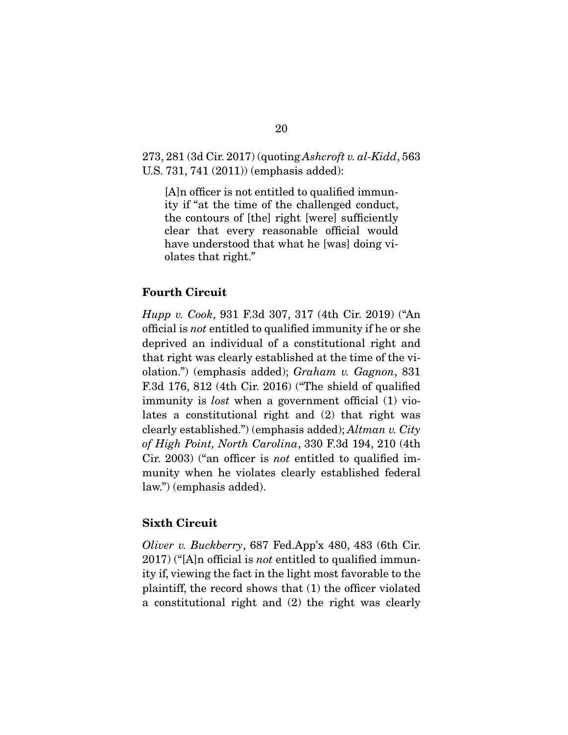273, 281 (3d Cir. 2017) (quoting *Ashcroft v. al-Kidd*, 563 U.S. 731, 741 (2011)) (emphasis added):

> [A]n officer is not entitled to qualified immunity if "at the time of the challenged conduct, the contours of [the] right [were] sufficiently clear that every reasonable official would have understood that what he [was] doing violates that right."

**Fourth Circuit**

*Hupp v. Cook*, 931 F.3d 307, 317 (4th Cir. 2019) ("An official is *not* entitled to qualified immunity if he or she deprived an individual of a constitutional right and that right was clearly established at the time of the violation.") (emphasis added); *Graham v. Gagnon*, 831 F.3d 176, 812 (4th Cir. 2016) ("The shield of qualified immunity is *lost* when a government official (1) violates a constitutional right and (2) that right was clearly established.") (emphasis added); *Altman v. City of High Point, North Carolina*, 330 F.3d 194, 210 (4th Cir. 2003) ("an officer is *not* entitled to qualified immunity when he violates clearly established federal law.") (emphasis added).

**Sixth Circuit**

*Oliver v. Buckberry*, 687 Fed.App'x 480, 483 (6th Cir. 2017) ("[A]n official is *not* entitled to qualified immunity if, viewing the fact in the light most favorable to the plaintiff, the record shows that (1) the officer violated a constitutional right and (2) the right was clearly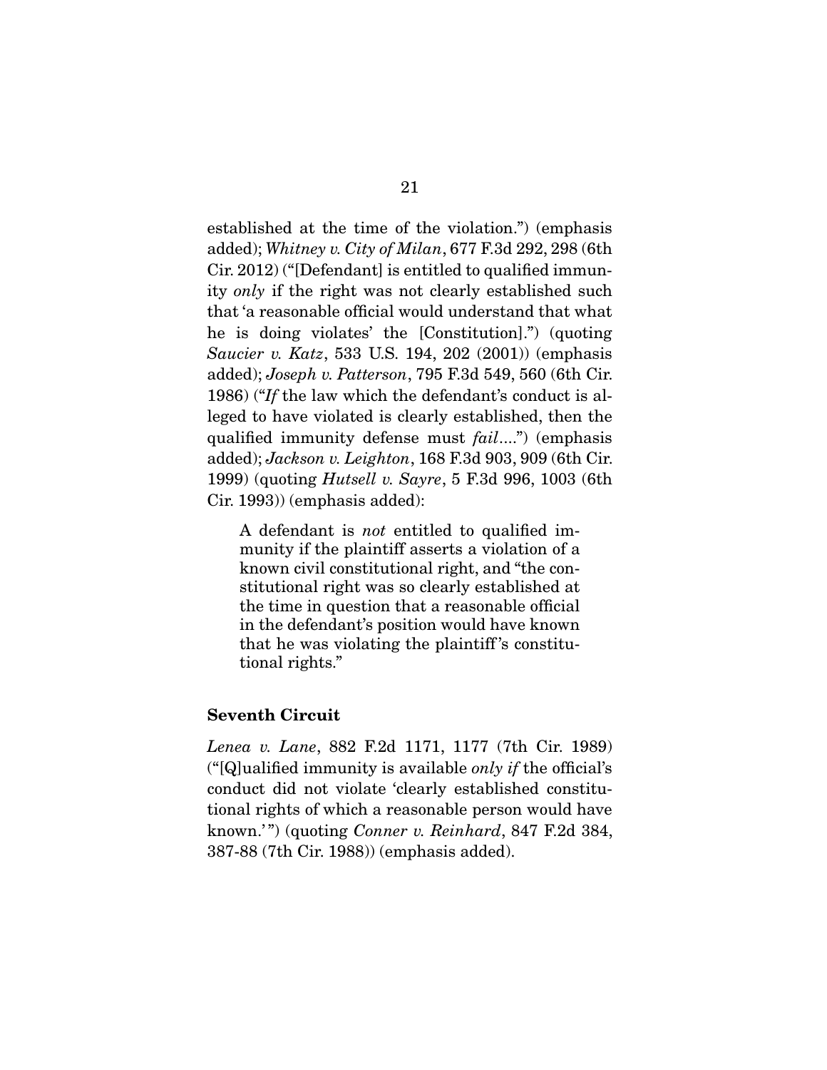established at the time of the violation.") (emphasis added); *Whitney v. City of Milan*, 677 F.3d 292, 298 (6th Cir. 2012) ("[Defendant] is entitled to qualified immunity *only* if the right was not clearly established such that 'a reasonable official would understand that what he is doing violates' the [Constitution].") (quoting *Saucier v. Katz*, 533 U.S. 194, 202 (2001)) (emphasis added); *Joseph v. Patterson*, 795 F.3d 549, 560 (6th Cir. 1986) ("*If* the law which the defendant's conduct is alleged to have violated is clearly established, then the qualified immunity defense must *fail*....") (emphasis added); *Jackson v. Leighton*, 168 F.3d 903, 909 (6th Cir. 1999) (quoting *Hutsell v. Sayre*, 5 F.3d 996, 1003 (6th Cir. 1993)) (emphasis added):

> A defendant is *not* entitled to qualified immunity if the plaintiff asserts a violation of a known civil constitutional right, and "the constitutional right was so clearly established at the time in question that a reasonable official in the defendant's position would have known that he was violating the plaintiff's constitutional rights."

**Seventh Circuit**

*Lenea v. Lane*, 882 F.2d 1171, 1177 (7th Cir. 1989) ("[Q]ualified immunity is available *only if* the official's conduct did not violate 'clearly established constitutional rights of which a reasonable person would have known.'") (quoting *Conner v. Reinhard*, 847 F.2d 384, 387-88 (7th Cir. 1988)) (emphasis added).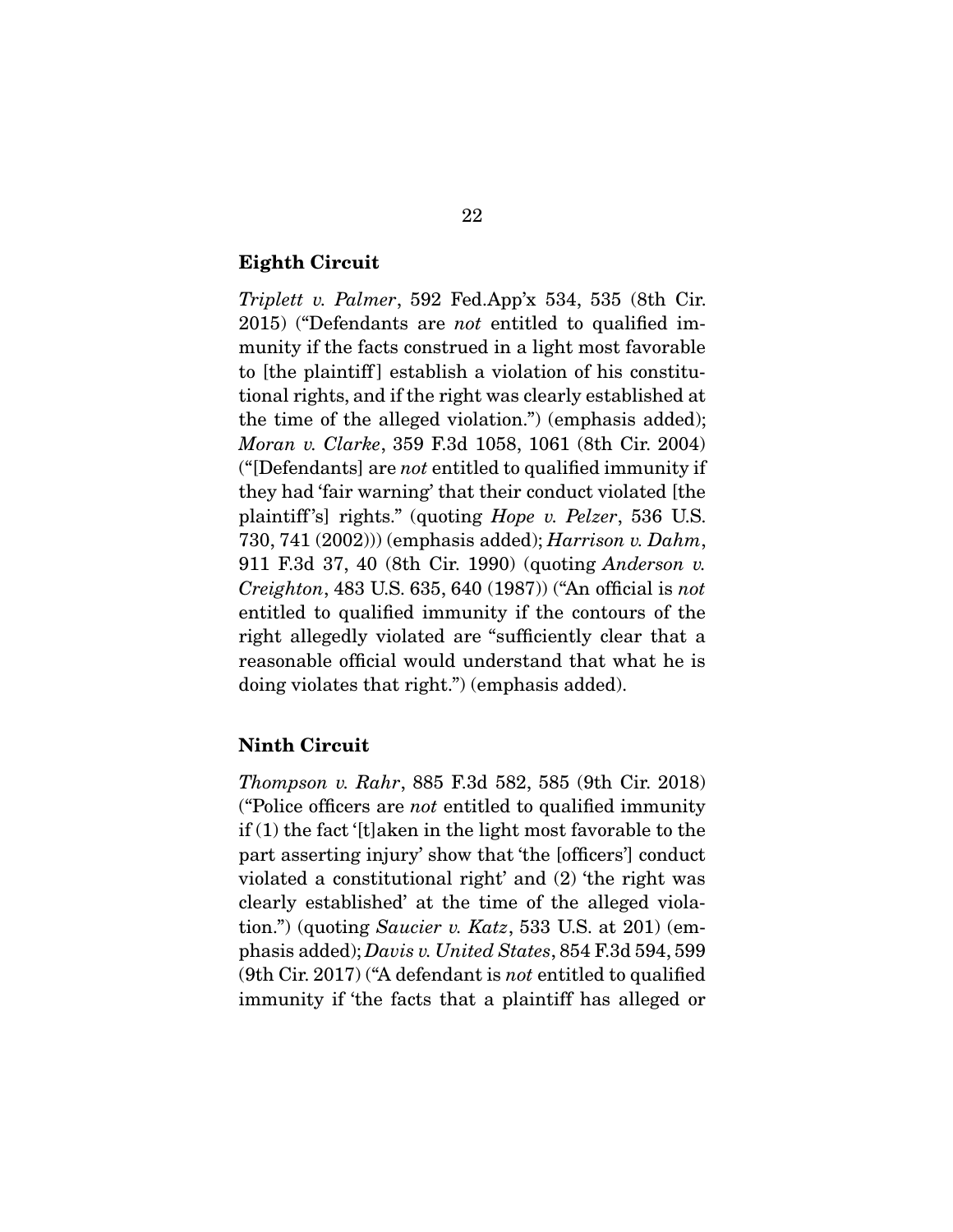**Eighth Circuit**

*Triplett v. Palmer*, 592 Fed.App'x 534, 535 (8th Cir. 2015) ("Defendants are *not* entitled to qualified immunity if the facts construed in a light most favorable to [the plaintiff] establish a violation of his constitutional rights, and if the right was clearly established at the time of the alleged violation.") (emphasis added); *Moran v. Clarke*, 359 F.3d 1058, 1061 (8th Cir. 2004) ("[Defendants] are *not* entitled to qualified immunity if they had 'fair warning' that their conduct violated [the plaintiff's] rights." (quoting *Hope v. Pelzer*, 536 U.S. 730, 741 (2002))) (emphasis added); *Harrison v. Dahm*, 911 F.3d 37, 40 (8th Cir. 1990) (quoting *Anderson v. Creighton*, 483 U.S. 635, 640 (1987)) ("An official is *not* entitled to qualified immunity if the contours of the right allegedly violated are "sufficiently clear that a reasonable official would understand that what he is doing violates that right.") (emphasis added).

**Ninth Circuit**

*Thompson v. Rahr*, 885 F.3d 582, 585 (9th Cir. 2018) ("Police officers are *not* entitled to qualified immunity if (1) the fact '[t]aken in the light most favorable to the part asserting injury' show that 'the [officers'] conduct violated a constitutional right' and (2) 'the right was clearly established' at the time of the alleged violation.") (quoting *Saucier v. Katz*, 533 U.S. at 201) (emphasis added); *Davis v. United States*, 854 F.3d 594, 599 (9th Cir. 2017) ("A defendant is *not* entitled to qualified immunity if 'the facts that a plaintiff has alleged or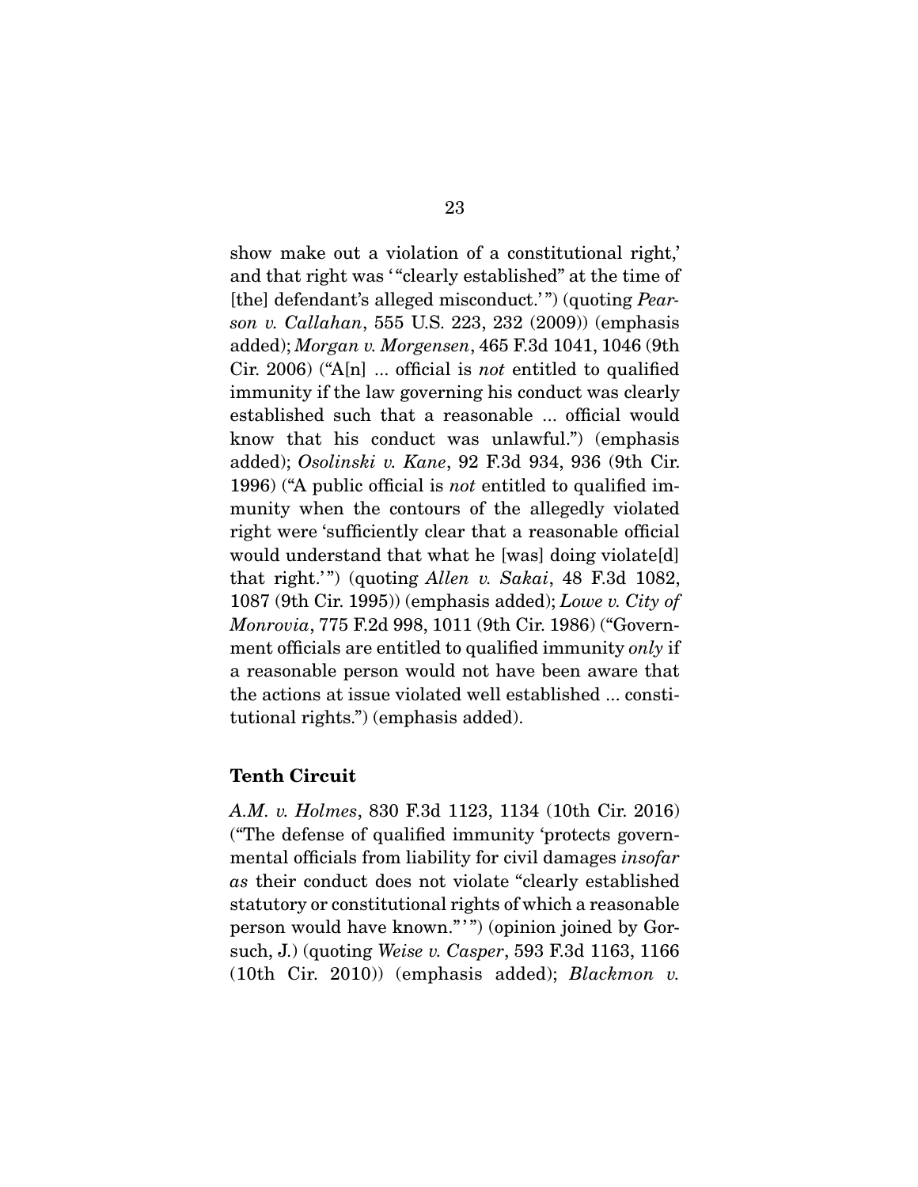show make out a violation of a constitutional right,' and that right was '"clearly established" at the time of [the] defendant's alleged misconduct.'") (quoting *Pearson v. Callahan*, 555 U.S. 223, 232 (2009)) (emphasis added); *Morgan v. Morgensen*, 465 F.3d 1041, 1046 (9th Cir. 2006) ("A[n] ... official is *not* entitled to qualified immunity if the law governing his conduct was clearly established such that a reasonable ... official would know that his conduct was unlawful.") (emphasis added); *Osolinski v. Kane*, 92 F.3d 934, 936 (9th Cir. 1996) ("A public official is *not* entitled to qualified immunity when the contours of the allegedly violated right were 'sufficiently clear that a reasonable official would understand that what he [was] doing violate[d] that right.'") (quoting *Allen v. Sakai*, 48 F.3d 1082, 1087 (9th Cir. 1995)) (emphasis added); *Lowe v. City of Monrovia*, 775 F.2d 998, 1011 (9th Cir. 1986) ("Government officials are entitled to qualified immunity *only* if a reasonable person would not have been aware that the actions at issue violated well established ... constitutional rights.") (emphasis added).

**Tenth Circuit**

*A.M. v. Holmes*, 830 F.3d 1123, 1134 (10th Cir. 2016) ("The defense of qualified immunity 'protects governmental officials from liability for civil damages *insofar as* their conduct does not violate "clearly established statutory or constitutional rights of which a reasonable person would have known."'") (opinion joined by Gorsuch, J.) (quoting *Weise v. Casper*, 593 F.3d 1163, 1166 (10th Cir. 2010)) (emphasis added); *Blackmon v.*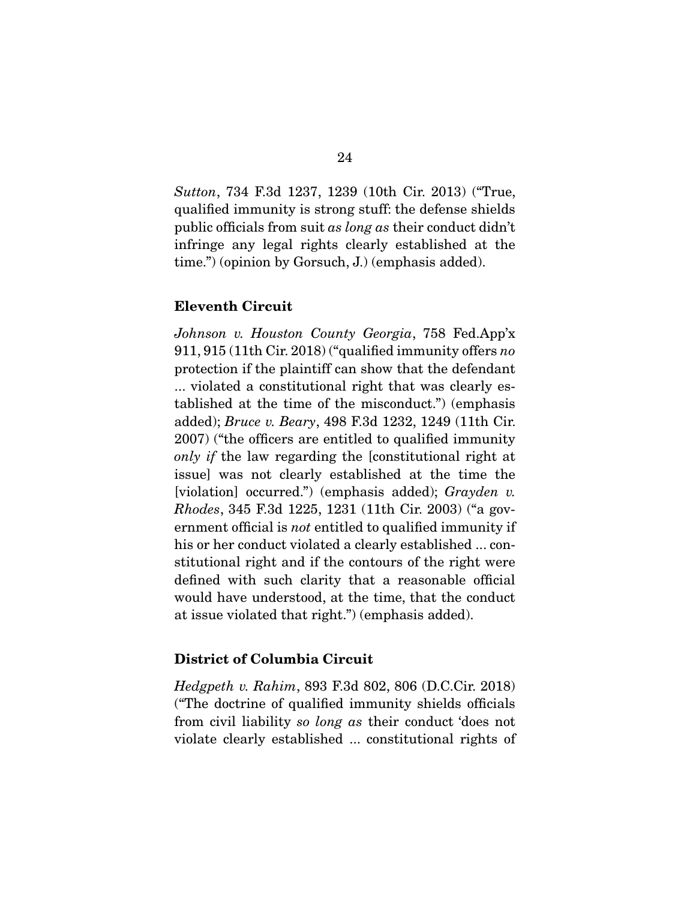*Sutton*, 734 F.3d 1237, 1239 (10th Cir. 2013) ("True, qualified immunity is strong stuff: the defense shields public officials from suit *as long as* their conduct didn't infringe any legal rights clearly established at the time.") (opinion by Gorsuch, J.) (emphasis added).

**Eleventh Circuit**

*Johnson v. Houston County Georgia*, 758 Fed.App'x 911, 915 (11th Cir. 2018) ("qualified immunity offers *no* protection if the plaintiff can show that the defendant ... violated a constitutional right that was clearly established at the time of the misconduct.") (emphasis added); *Bruce v. Beary*, 498 F.3d 1232, 1249 (11th Cir. 2007) ("the officers are entitled to qualified immunity *only if* the law regarding the [constitutional right at issue] was not clearly established at the time the [violation] occurred.") (emphasis added); *Grayden v. Rhodes*, 345 F.3d 1225, 1231 (11th Cir. 2003) ("a government official is *not* entitled to qualified immunity if his or her conduct violated a clearly established ... constitutional right and if the contours of the right were defined with such clarity that a reasonable official would have understood, at the time, that the conduct at issue violated that right.") (emphasis added).

**District of Columbia Circuit**

*Hedgpeth v. Rahim*, 893 F.3d 802, 806 (D.C.Cir. 2018) ("The doctrine of qualified immunity shields officials from civil liability *so long as* their conduct 'does not violate clearly established ... constitutional rights of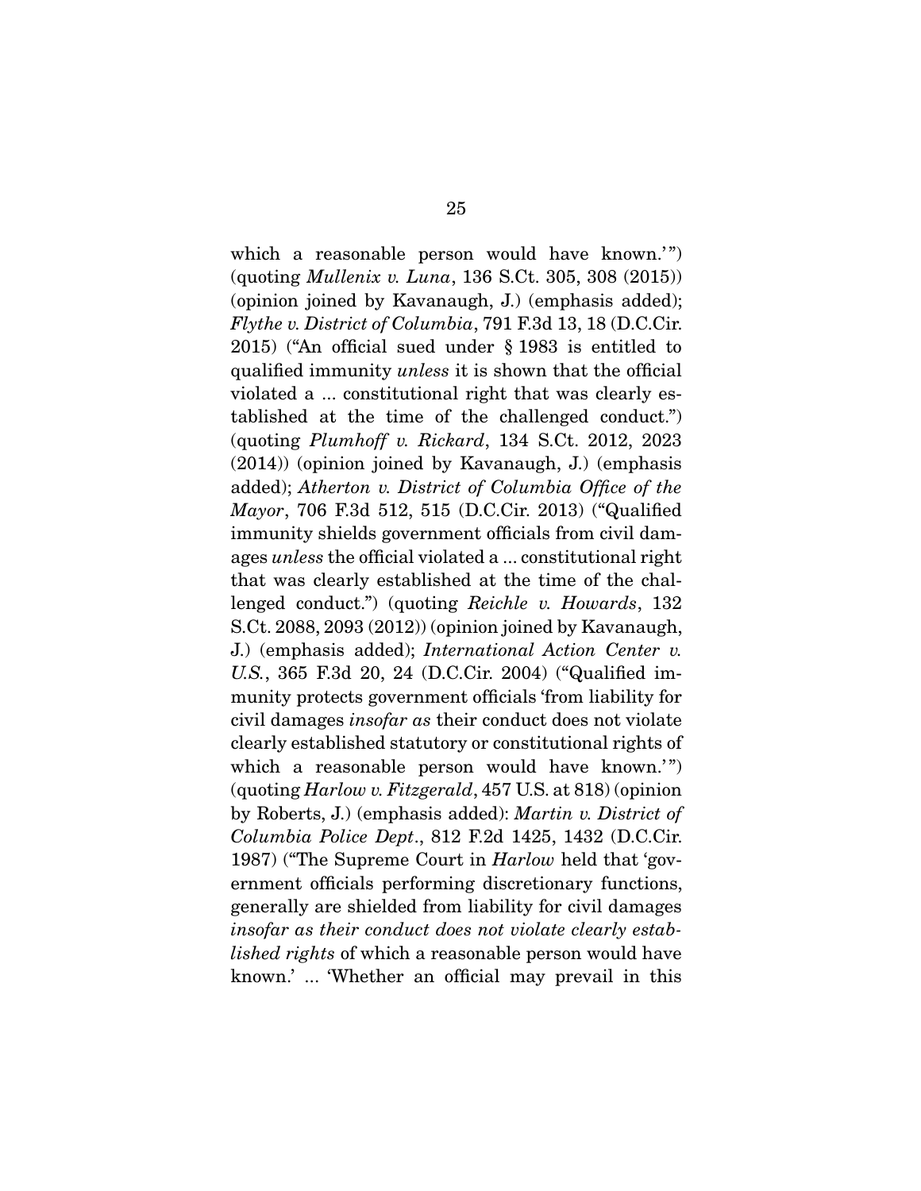which a reasonable person would have known.'") (quoting *Mullenix v. Luna*, 136 S.Ct. 305, 308 (2015)) (opinion joined by Kavanaugh, J.) (emphasis added); *Flythe v. District of Columbia*, 791 F.3d 13, 18 (D.C.Cir. 2015) ("An official sued under § 1983 is entitled to qualified immunity *unless* it is shown that the official violated a ... constitutional right that was clearly established at the time of the challenged conduct.") (quoting *Plumhoff v. Rickard*, 134 S.Ct. 2012, 2023 (2014)) (opinion joined by Kavanaugh, J.) (emphasis added); *Atherton v. District of Columbia Office of the Mayor*, 706 F.3d 512, 515 (D.C.Cir. 2013) ("Qualified immunity shields government officials from civil damages *unless* the official violated a ... constitutional right that was clearly established at the time of the challenged conduct.") (quoting *Reichle v. Howards*, 132 S.Ct. 2088, 2093 (2012)) (opinion joined by Kavanaugh, J.) (emphasis added); *International Action Center v. U.S.*, 365 F.3d 20, 24 (D.C.Cir. 2004) ("Qualified immunity protects government officials 'from liability for civil damages *insofar as* their conduct does not violate clearly established statutory or constitutional rights of which a reasonable person would have known.'") (quoting *Harlow v. Fitzgerald*, 457 U.S. at 818) (opinion by Roberts, J.) (emphasis added): *Martin v. District of Columbia Police Dept*., 812 F.2d 1425, 1432 (D.C.Cir. 1987) ("The Supreme Court in *Harlow* held that 'government officials performing discretionary functions, generally are shielded from liability for civil damages *insofar as their conduct does not violate clearly established rights* of which a reasonable person would have known.' ... 'Whether an official may prevail in this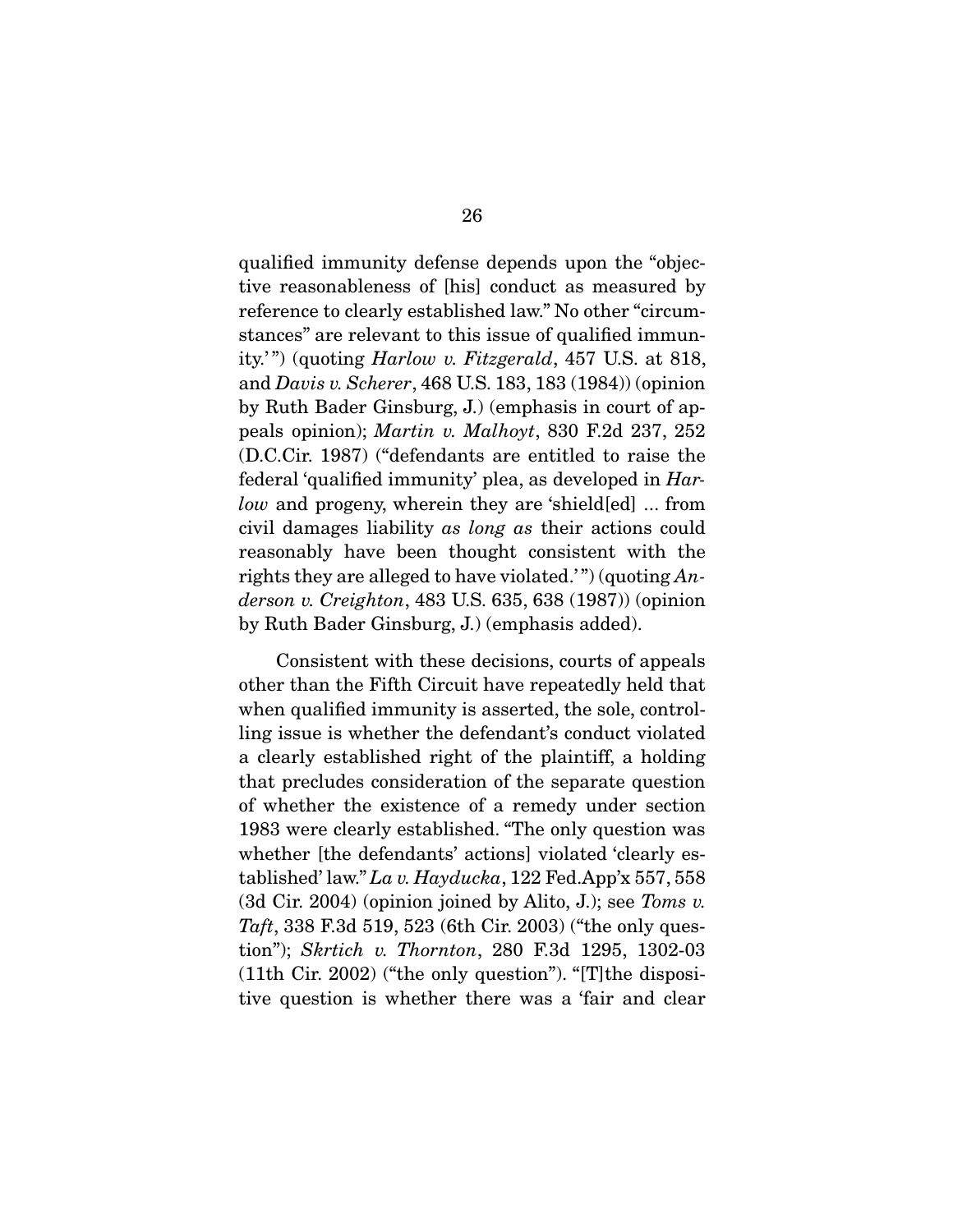qualified immunity defense depends upon the "objective reasonableness of [his] conduct as measured by reference to clearly established law." No other "circumstances" are relevant to this issue of qualified immunity.'") (quoting *Harlow v. Fitzgerald*, 457 U.S. at 818, and *Davis v. Scherer*, 468 U.S. 183, 183 (1984)) (opinion by Ruth Bader Ginsburg, J.) (emphasis in court of appeals opinion); *Martin v. Malhoyt*, 830 F.2d 237, 252 (D.C.Cir. 1987) ("defendants are entitled to raise the federal 'qualified immunity' plea, as developed in *Harlow* and progeny, wherein they are 'shield[ed] ... from civil damages liability *as long as* their actions could reasonably have been thought consistent with the rights they are alleged to have violated.'") (quoting *Anderson v. Creighton*, 483 U.S. 635, 638 (1987)) (opinion by Ruth Bader Ginsburg, J.) (emphasis added).

Consistent with these decisions, courts of appeals other than the Fifth Circuit have repeatedly held that when qualified immunity is asserted, the sole, controlling issue is whether the defendant's conduct violated a clearly established right of the plaintiff, a holding that precludes consideration of the separate question of whether the existence of a remedy under section 1983 were clearly established. "The only question was whether [the defendants' actions] violated 'clearly established' law." *La v. Hayducka*, 122 Fed.App'x 557, 558 (3d Cir. 2004) (opinion joined by Alito, J.); see *Toms v. Taft*, 338 F.3d 519, 523 (6th Cir. 2003) ("the only question"); *Skrtich v. Thornton*, 280 F.3d 1295, 1302-03 (11th Cir. 2002) ("the only question"). "[T]the dispositive question is whether there was a 'fair and clear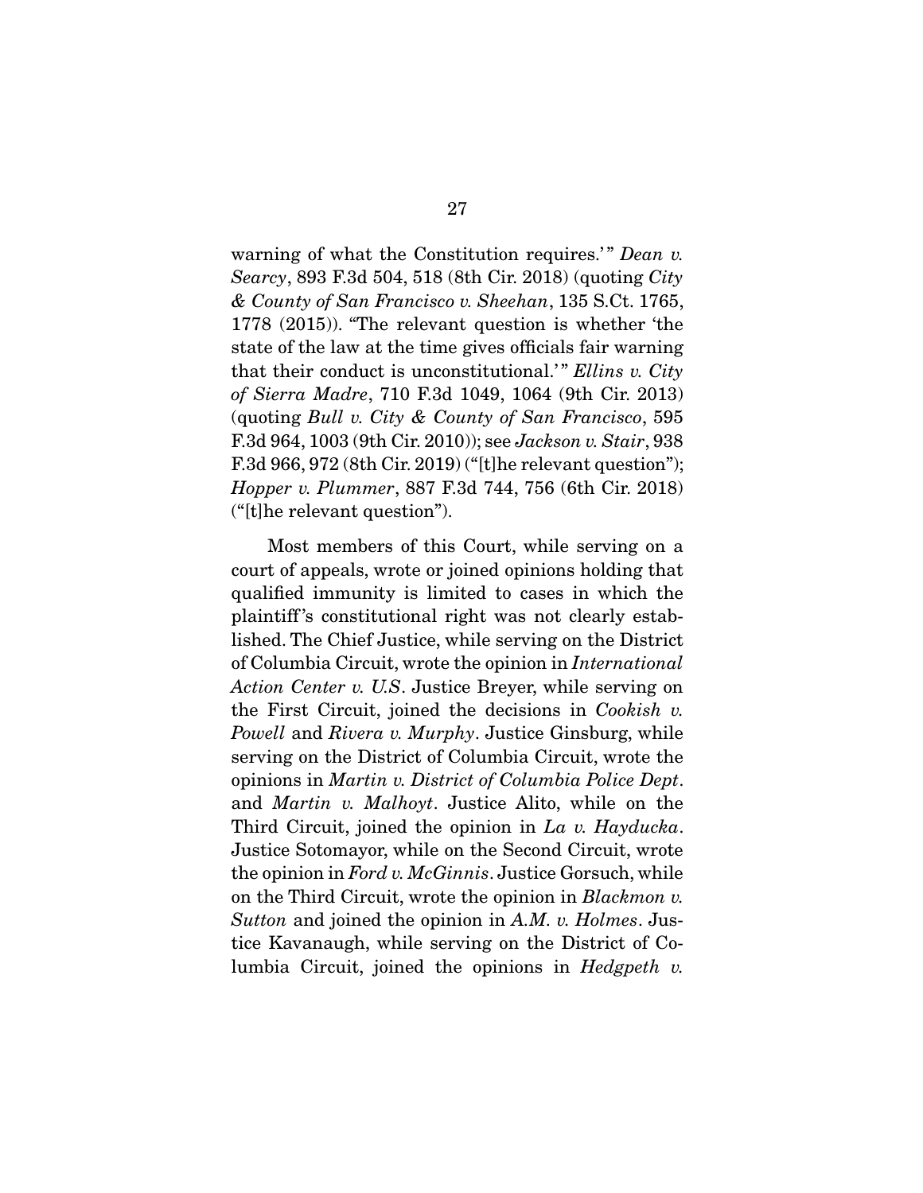warning of what the Constitution requires.'" *Dean v. Searcy*, 893 F.3d 504, 518 (8th Cir. 2018) (quoting *City & County of San Francisco v. Sheehan*, 135 S.Ct. 1765, 1778 (2015)). "The relevant question is whether 'the state of the law at the time gives officials fair warning that their conduct is unconstitutional.'" *Ellins v. City of Sierra Madre*, 710 F.3d 1049, 1064 (9th Cir. 2013) (quoting *Bull v. City & County of San Francisco*, 595 F.3d 964, 1003 (9th Cir. 2010)); see *Jackson v. Stair*, 938 F.3d 966, 972 (8th Cir. 2019) ("[t]he relevant question"); *Hopper v. Plummer*, 887 F.3d 744, 756 (6th Cir. 2018) ("[t]he relevant question").

Most members of this Court, while serving on a court of appeals, wrote or joined opinions holding that qualified immunity is limited to cases in which the plaintiff's constitutional right was not clearly established. The Chief Justice, while serving on the District of Columbia Circuit, wrote the opinion in *International Action Center v. U.S*. Justice Breyer, while serving on the First Circuit, joined the decisions in *Cookish v. Powell* and *Rivera v. Murphy*. Justice Ginsburg, while serving on the District of Columbia Circuit, wrote the opinions in *Martin v. District of Columbia Police Dept*. and *Martin v. Malhoyt*. Justice Alito, while on the Third Circuit, joined the opinion in *La v. Hayducka*. Justice Sotomayor, while on the Second Circuit, wrote the opinion in *Ford v. McGinnis*. Justice Gorsuch, while on the Third Circuit, wrote the opinion in *Blackmon v. Sutton* and joined the opinion in *A.M. v. Holmes*. Justice Kavanaugh, while serving on the District of Columbia Circuit, joined the opinions in *Hedgpeth v.*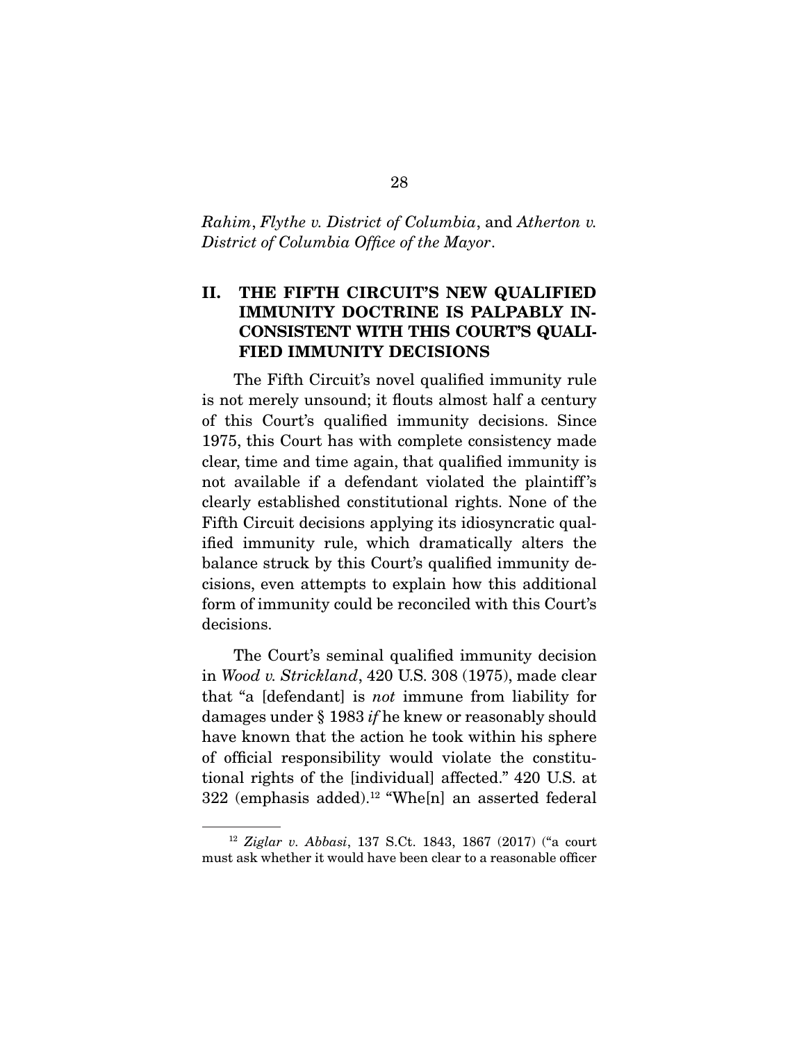*Rahim*, *Flythe v. District of Columbia*, and *Atherton v. District of Columbia Office of the Mayor*.

## II. THE FIFTH CIRCUIT'S NEW QUALIFIED IMMUNITY DOCTRINE IS PALPABLY INCONSISTENT WITH THIS COURT'S QUALIFIED IMMUNITY DECISIONS

The Fifth Circuit's novel qualified immunity rule is not merely unsound; it flouts almost half a century of this Court's qualified immunity decisions. Since 1975, this Court has with complete consistency made clear, time and time again, that qualified immunity is not available if a defendant violated the plaintiff's clearly established constitutional rights. None of the Fifth Circuit decisions applying its idiosyncratic qualified immunity rule, which dramatically alters the balance struck by this Court's qualified immunity decisions, even attempts to explain how this additional form of immunity could be reconciled with this Court's decisions.

The Court's seminal qualified immunity decision in *Wood v. Strickland*, 420 U.S. 308 (1975), made clear that "a [defendant] is *not* immune from liability for damages under § 1983 *if* he knew or reasonably should have known that the action he took within his sphere of official responsibility would violate the constitutional rights of the [individual] affected." 420 U.S. at 322 (emphasis added).[12] "Whe[n] an asserted federal

[12] *Ziglar v. Abbasi*, 137 S.Ct. 1843, 1867 (2017) ("a court must ask whether it would have been clear to a reasonable officer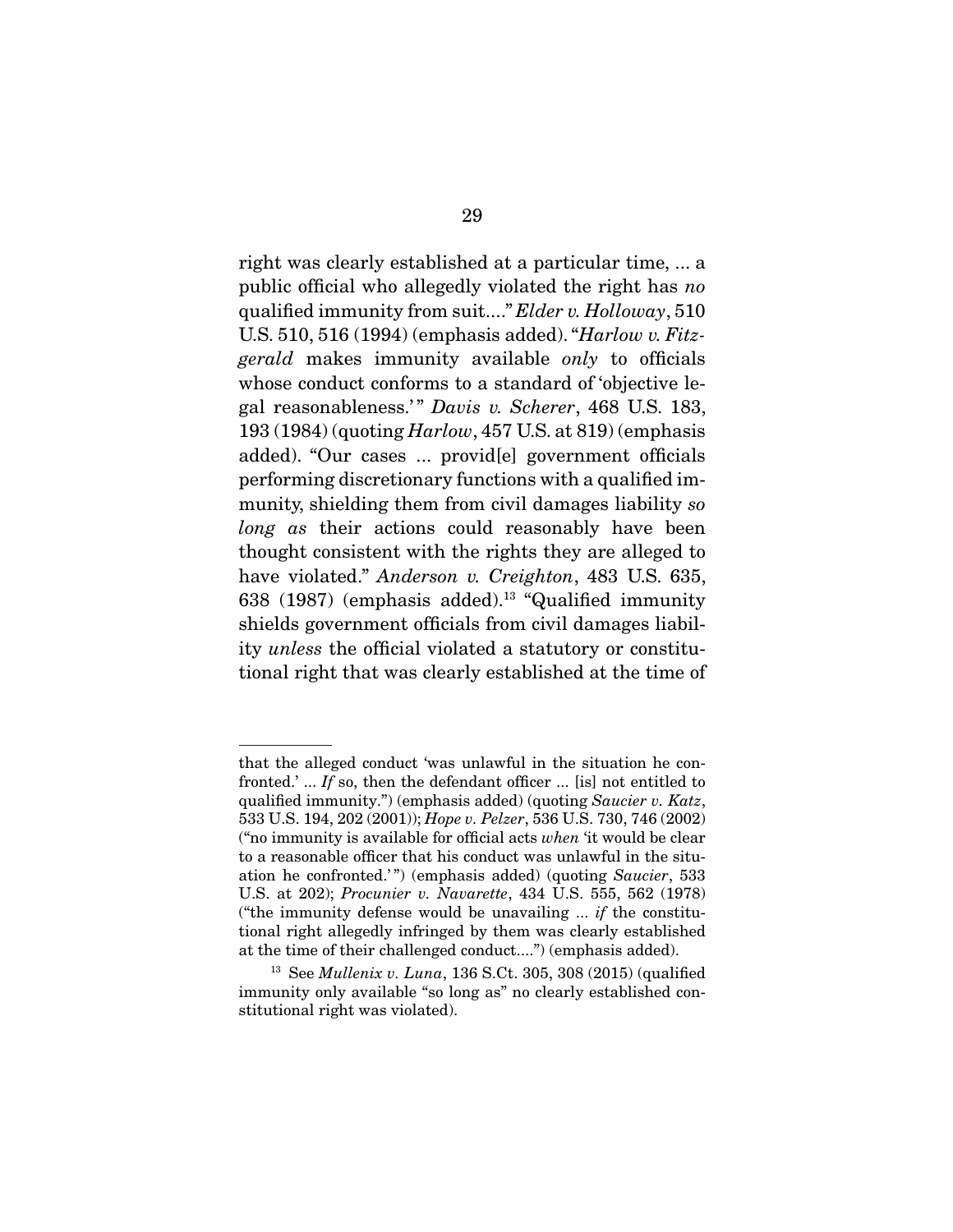right was clearly established at a particular time, ... a public official who allegedly violated the right has *no* qualified immunity from suit...." *Elder v. Holloway*, 510 U.S. 510, 516 (1994) (emphasis added). "*Harlow v. Fitzgerald* makes immunity available *only* to officials whose conduct conforms to a standard of 'objective legal reasonableness.'" *Davis v. Scherer*, 468 U.S. 183, 193 (1984) (quoting *Harlow*, 457 U.S. at 819) (emphasis added). "Our cases ... provid[e] government officials performing discretionary functions with a qualified immunity, shielding them from civil damages liability *so long as* their actions could reasonably have been thought consistent with the rights they are alleged to have violated." *Anderson v. Creighton*, 483 U.S. 635, 638 (1987) (emphasis added).[13] "Qualified immunity shields government officials from civil damages liability *unless* the official violated a statutory or constitutional right that was clearly established at the time of

---

that the alleged conduct 'was unlawful in the situation he confronted.' ... *If* so, then the defendant officer ... [is] not entitled to qualified immunity.") (emphasis added) (quoting *Saucier v. Katz*, 533 U.S. 194, 202 (2001)); *Hope v. Pelzer*, 536 U.S. 730, 746 (2002) ("no immunity is available for official acts *when* 'it would be clear to a reasonable officer that his conduct was unlawful in the situation he confronted.'") (emphasis added) (quoting *Saucier*, 533 U.S. at 202); *Procunier v. Navarette*, 434 U.S. 555, 562 (1978) ("the immunity defense would be unavailing ... *if* the constitutional right allegedly infringed by them was clearly established at the time of their challenged conduct....") (emphasis added).

[13] See *Mullenix v. Luna*, 136 S.Ct. 305, 308 (2015) (qualified immunity only available "so long as" no clearly established constitutional right was violated).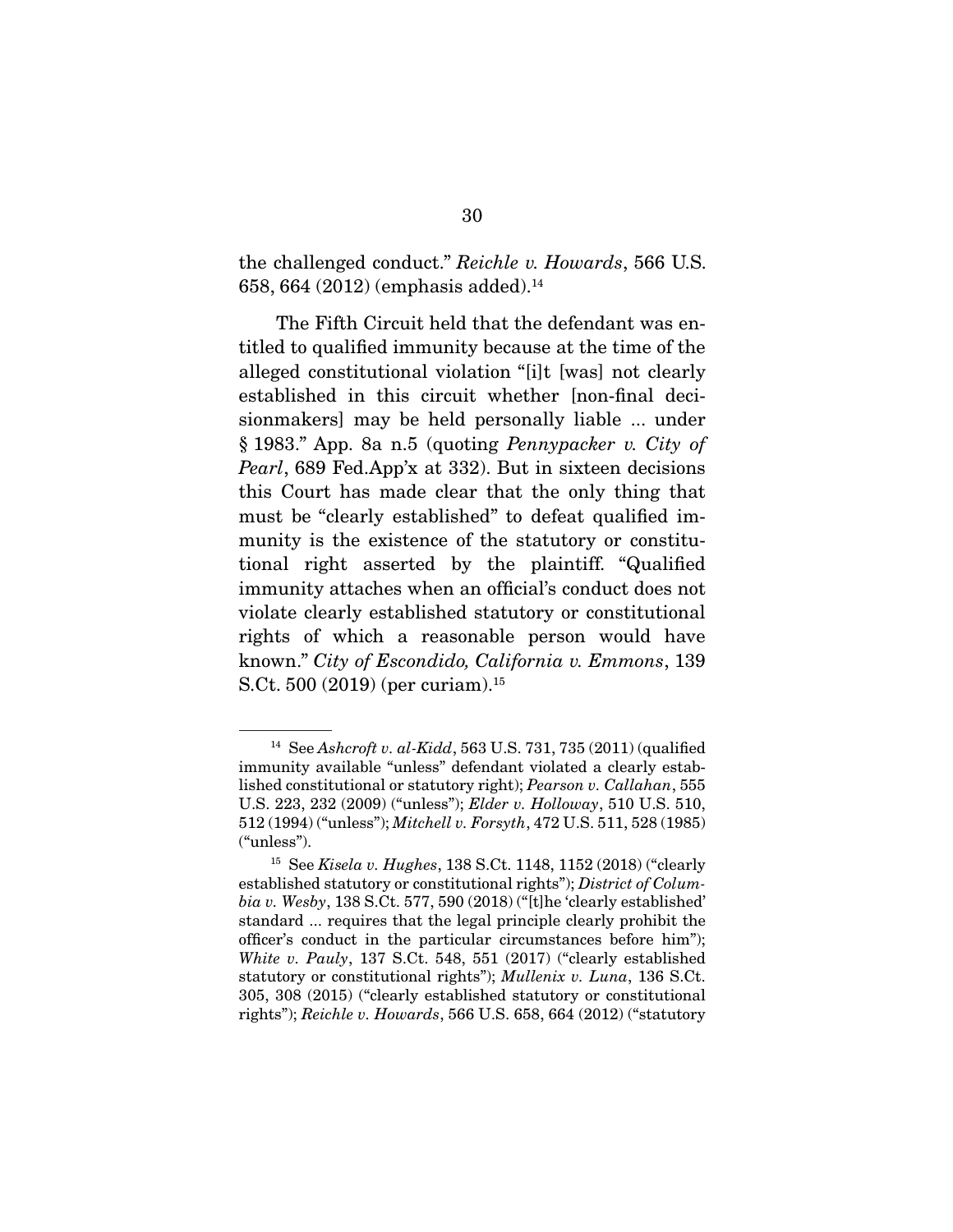the challenged conduct." *Reichle v. Howards*, 566 U.S. 658, 664 (2012) (emphasis added).[14]

The Fifth Circuit held that the defendant was entitled to qualified immunity because at the time of the alleged constitutional violation "[i]t [was] not clearly established in this circuit whether [non-final decisionmakers] may be held personally liable ... under § 1983." App. 8a n.5 (quoting *Pennypacker v. City of Pearl*, 689 Fed.App'x at 332). But in sixteen decisions this Court has made clear that the only thing that must be "clearly established" to defeat qualified immunity is the existence of the statutory or constitutional right asserted by the plaintiff. "Qualified immunity attaches when an official's conduct does not violate clearly established statutory or constitutional rights of which a reasonable person would have known." *City of Escondido, California v. Emmons*, 139 S.Ct. 500 (2019) (per curiam).[15]

---

[14] See *Ashcroft v. al-Kidd*, 563 U.S. 731, 735 (2011) (qualified immunity available "unless" defendant violated a clearly established constitutional or statutory right); *Pearson v. Callahan*, 555 U.S. 223, 232 (2009) ("unless"); *Elder v. Holloway*, 510 U.S. 510, 512 (1994) ("unless"); *Mitchell v. Forsyth*, 472 U.S. 511, 528 (1985) ("unless").

[15] See *Kisela v. Hughes*, 138 S.Ct. 1148, 1152 (2018) ("clearly established statutory or constitutional rights"); *District of Columbia v. Wesby*, 138 S.Ct. 577, 590 (2018) ("[t]he 'clearly established' standard ... requires that the legal principle clearly prohibit the officer's conduct in the particular circumstances before him"); *White v. Pauly*, 137 S.Ct. 548, 551 (2017) ("clearly established statutory or constitutional rights"); *Mullenix v. Luna*, 136 S.Ct. 305, 308 (2015) ("clearly established statutory or constitutional rights"); *Reichle v. Howards*, 566 U.S. 658, 664 (2012) ("statutory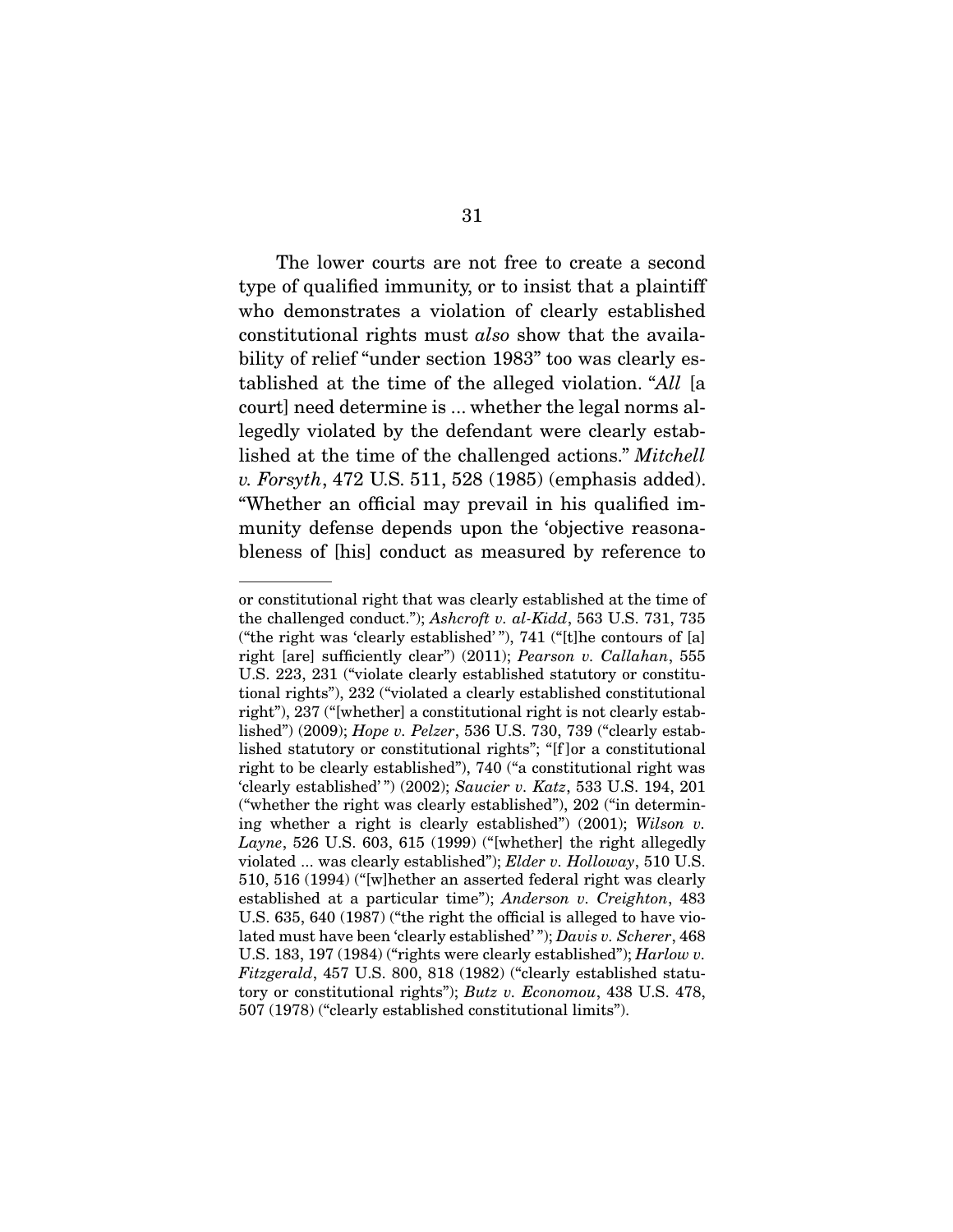The lower courts are not free to create a second type of qualified immunity, or to insist that a plaintiff who demonstrates a violation of clearly established constitutional rights must *also* show that the availability of relief "under section 1983" too was clearly established at the time of the alleged violation. "*All* [a court] need determine is ... whether the legal norms allegedly violated by the defendant were clearly established at the time of the challenged actions." *Mitchell v. Forsyth*, 472 U.S. 511, 528 (1985) (emphasis added). "Whether an official may prevail in his qualified immunity defense depends upon the 'objective reasonableness of [his] conduct as measured by reference to

---

or constitutional right that was clearly established at the time of the challenged conduct."); *Ashcroft v. al-Kidd*, 563 U.S. 731, 735 ("the right was 'clearly established' "), 741 ("[t]he contours of [a] right [are] sufficiently clear") (2011); *Pearson v. Callahan*, 555 U.S. 223, 231 ("violate clearly established statutory or constitutional rights"), 232 ("violated a clearly established constitutional right"), 237 ("[whether] a constitutional right is not clearly established") (2009); *Hope v. Pelzer*, 536 U.S. 730, 739 ("clearly established statutory or constitutional rights"; "[f]or a constitutional right to be clearly established"), 740 ("a constitutional right was 'clearly established' ") (2002); *Saucier v. Katz*, 533 U.S. 194, 201 ("whether the right was clearly established"), 202 ("in determining whether a right is clearly established") (2001); *Wilson v. Layne*, 526 U.S. 603, 615 (1999) ("[whether] the right allegedly violated ... was clearly established"); *Elder v. Holloway*, 510 U.S. 510, 516 (1994) ("[w]hether an asserted federal right was clearly established at a particular time"); *Anderson v. Creighton*, 483 U.S. 635, 640 (1987) ("the right the official is alleged to have violated must have been 'clearly established' "); *Davis v. Scherer*, 468 U.S. 183, 197 (1984) ("rights were clearly established"); *Harlow v. Fitzgerald*, 457 U.S. 800, 818 (1982) ("clearly established statutory or constitutional rights"); *Butz v. Economou*, 438 U.S. 478, 507 (1978) ("clearly established constitutional limits").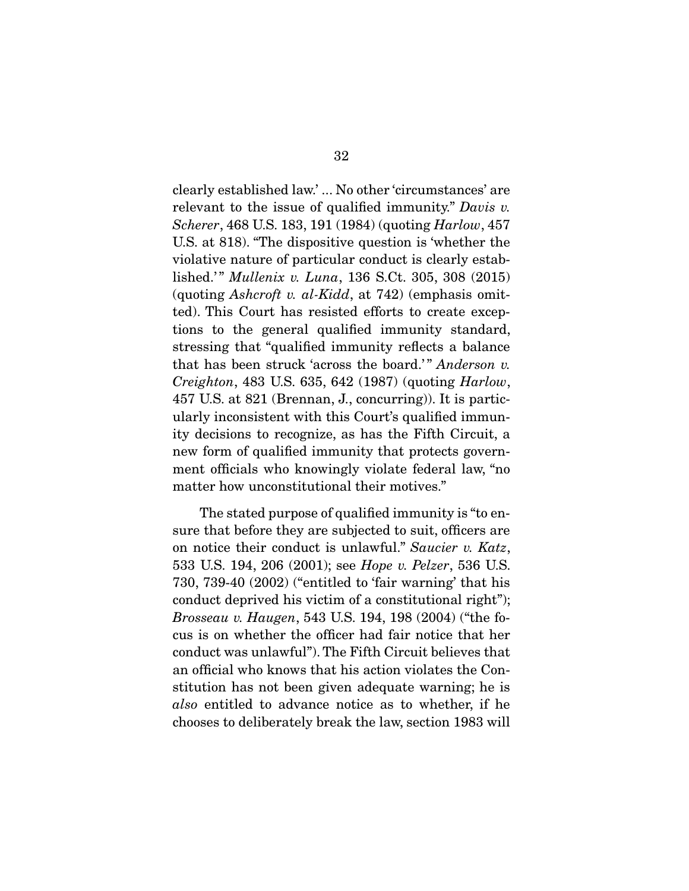clearly established law.' ... No other 'circumstances' are relevant to the issue of qualified immunity." *Davis v. Scherer*, 468 U.S. 183, 191 (1984) (quoting *Harlow*, 457 U.S. at 818). "The dispositive question is 'whether the violative nature of particular conduct is clearly established.'" *Mullenix v. Luna*, 136 S.Ct. 305, 308 (2015) (quoting *Ashcroft v. al-Kidd*, at 742) (emphasis omitted). This Court has resisted efforts to create exceptions to the general qualified immunity standard, stressing that "qualified immunity reflects a balance that has been struck 'across the board.'" *Anderson v. Creighton*, 483 U.S. 635, 642 (1987) (quoting *Harlow*, 457 U.S. at 821 (Brennan, J., concurring)). It is particularly inconsistent with this Court's qualified immunity decisions to recognize, as has the Fifth Circuit, a new form of qualified immunity that protects government officials who knowingly violate federal law, "no matter how unconstitutional their motives."

The stated purpose of qualified immunity is "to ensure that before they are subjected to suit, officers are on notice their conduct is unlawful." *Saucier v. Katz*, 533 U.S. 194, 206 (2001); see *Hope v. Pelzer*, 536 U.S. 730, 739-40 (2002) ("entitled to 'fair warning' that his conduct deprived his victim of a constitutional right"); *Brosseau v. Haugen*, 543 U.S. 194, 198 (2004) ("the focus is on whether the officer had fair notice that her conduct was unlawful"). The Fifth Circuit believes that an official who knows that his action violates the Constitution has not been given adequate warning; he is *also* entitled to advance notice as to whether, if he chooses to deliberately break the law, section 1983 will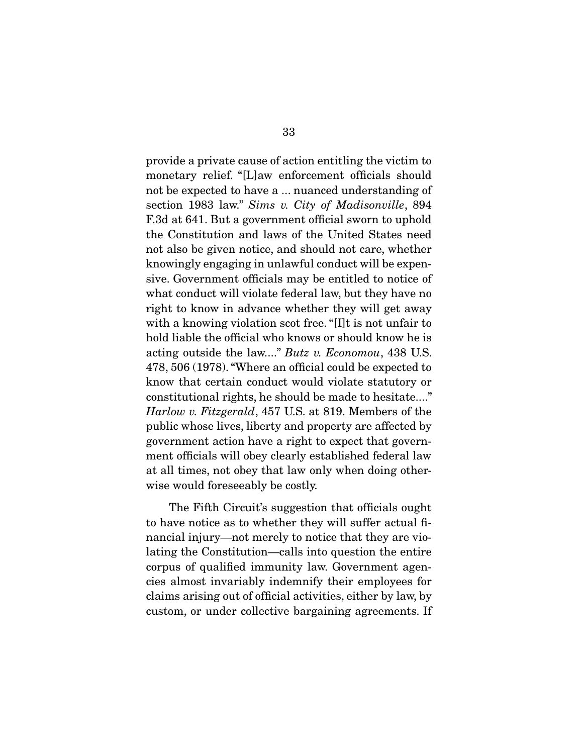provide a private cause of action entitling the victim to monetary relief. "[L]aw enforcement officials should not be expected to have a ... nuanced understanding of section 1983 law." *Sims v. City of Madisonville*, 894 F.3d at 641. But a government official sworn to uphold the Constitution and laws of the United States need not also be given notice, and should not care, whether knowingly engaging in unlawful conduct will be expensive. Government officials may be entitled to notice of what conduct will violate federal law, but they have no right to know in advance whether they will get away with a knowing violation scot free. "[I]t is not unfair to hold liable the official who knows or should know he is acting outside the law...." *Butz v. Economou*, 438 U.S. 478, 506 (1978). "Where an official could be expected to know that certain conduct would violate statutory or constitutional rights, he should be made to hesitate...." *Harlow v. Fitzgerald*, 457 U.S. at 819. Members of the public whose lives, liberty and property are affected by government action have a right to expect that government officials will obey clearly established federal law at all times, not obey that law only when doing otherwise would foreseeably be costly.

The Fifth Circuit's suggestion that officials ought to have notice as to whether they will suffer actual financial injury—not merely to notice that they are violating the Constitution—calls into question the entire corpus of qualified immunity law. Government agencies almost invariably indemnify their employees for claims arising out of official activities, either by law, by custom, or under collective bargaining agreements. If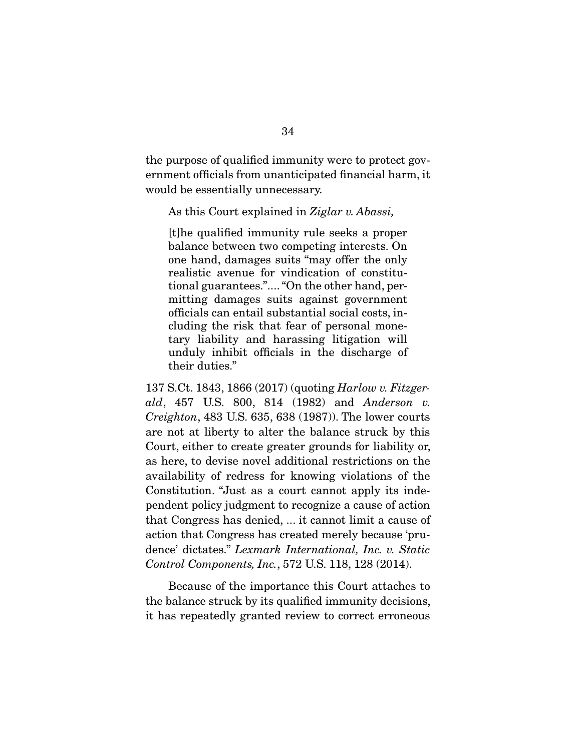the purpose of qualified immunity were to protect government officials from unanticipated financial harm, it would be essentially unnecessary.

As this Court explained in *Ziglar v. Abassi,*

> [t]he qualified immunity rule seeks a proper balance between two competing interests. On one hand, damages suits "may offer the only realistic avenue for vindication of constitutional guarantees.".... "On the other hand, permitting damages suits against government officials can entail substantial social costs, including the risk that fear of personal monetary liability and harassing litigation will unduly inhibit officials in the discharge of their duties."

137 S.Ct. 1843, 1866 (2017) (quoting *Harlow v. Fitzgerald*, 457 U.S. 800, 814 (1982) and *Anderson v. Creighton*, 483 U.S. 635, 638 (1987)). The lower courts are not at liberty to alter the balance struck by this Court, either to create greater grounds for liability or, as here, to devise novel additional restrictions on the availability of redress for knowing violations of the Constitution. "Just as a court cannot apply its independent policy judgment to recognize a cause of action that Congress has denied, ... it cannot limit a cause of action that Congress has created merely because 'prudence' dictates." *Lexmark International, Inc. v. Static Control Components, Inc.*, 572 U.S. 118, 128 (2014).

Because of the importance this Court attaches to the balance struck by its qualified immunity decisions, it has repeatedly granted review to correct erroneous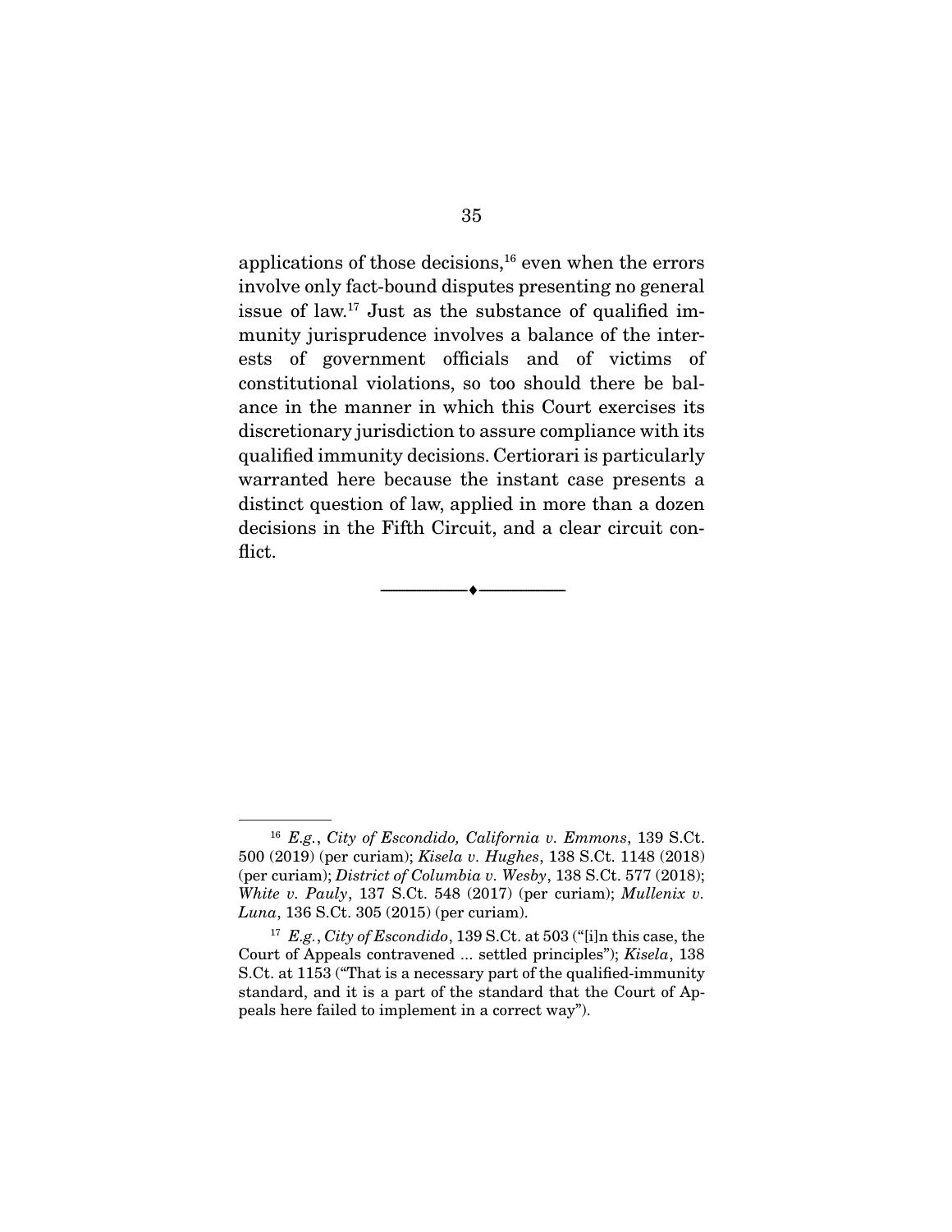applications of those decisions,[16] even when the errors involve only fact-bound disputes presenting no general issue of law.[17] Just as the substance of qualified immunity jurisprudence involves a balance of the interests of government officials and of victims of constitutional violations, so too should there be balance in the manner in which this Court exercises its discretionary jurisdiction to assure compliance with its qualified immunity decisions. Certiorari is particularly warranted here because the instant case presents a distinct question of law, applied in more than a dozen decisions in the Fifth Circuit, and a clear circuit conflict.

---

[16] *E.g.*, *City of Escondido, California v. Emmons*, 139 S.Ct. 500 (2019) (per curiam); *Kisela v. Hughes*, 138 S.Ct. 1148 (2018) (per curiam); *District of Columbia v. Wesby*, 138 S.Ct. 577 (2018); *White v. Pauly*, 137 S.Ct. 548 (2017) (per curiam); *Mullenix v. Luna*, 136 S.Ct. 305 (2015) (per curiam).

[17] *E.g.*, *City of Escondido*, 139 S.Ct. at 503 ("[i]n this case, the Court of Appeals contravened ... settled principles"); *Kisela*, 138 S.Ct. at 1153 ("That is a necessary part of the qualified-immunity standard, and it is a part of the standard that the Court of Appeals here failed to implement in a correct way").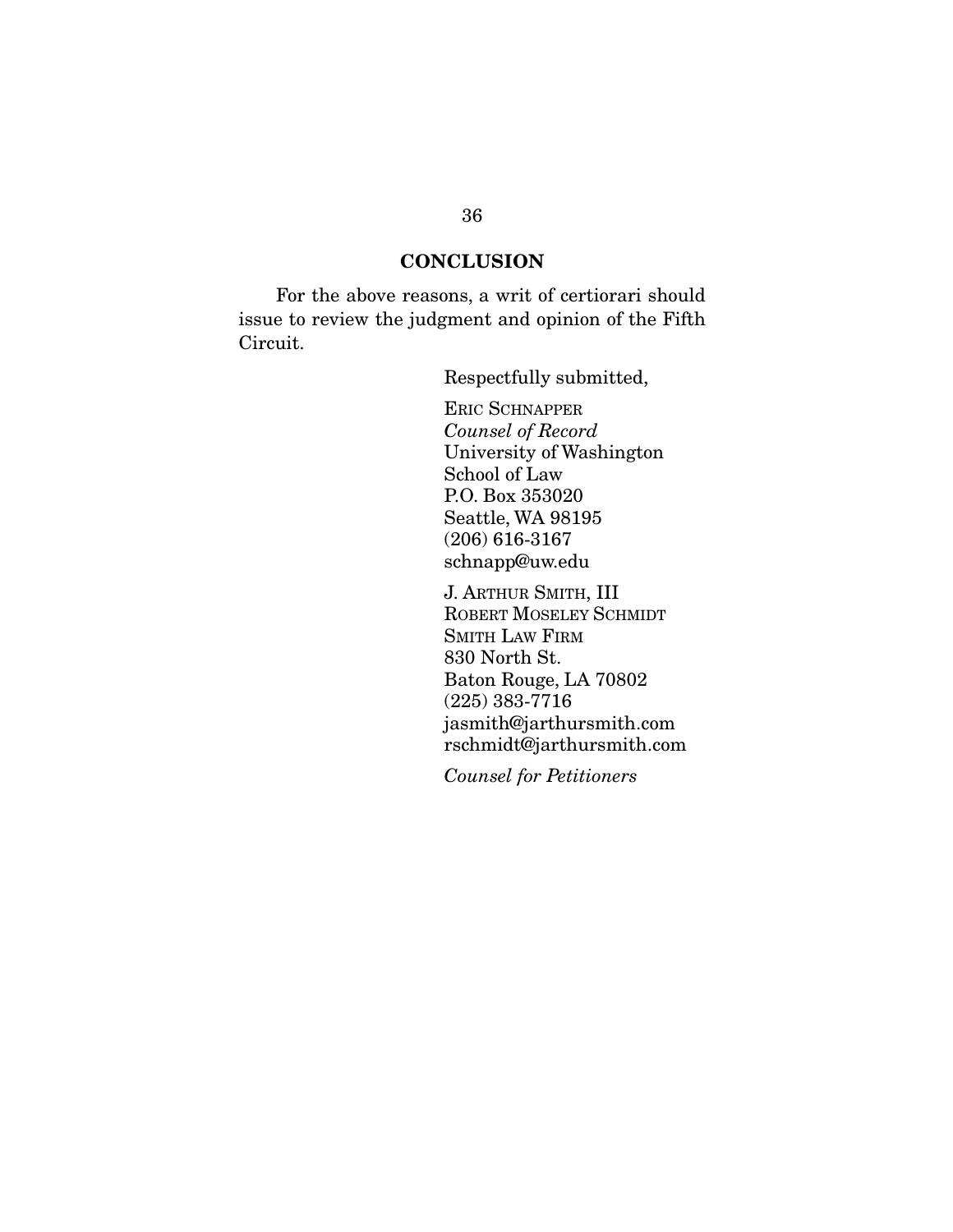## CONCLUSION

For the above reasons, a writ of certiorari should issue to review the judgment and opinion of the Fifth Circuit.

Respectfully submitted,

ERIC SCHNAPPER
*Counsel of Record*
University of Washington
School of Law
P.O. Box 353020
Seattle, WA 98195
(206) 616-3167
schnapp@uw.edu

J. ARTHUR SMITH, III
ROBERT MOSELEY SCHMIDT
SMITH LAW FIRM
830 North St.
Baton Rouge, LA 70802
(225) 383-7716
jasmith@jarthursmith.com
rschmidt@jarthursmith.com

*Counsel for Petitioners*